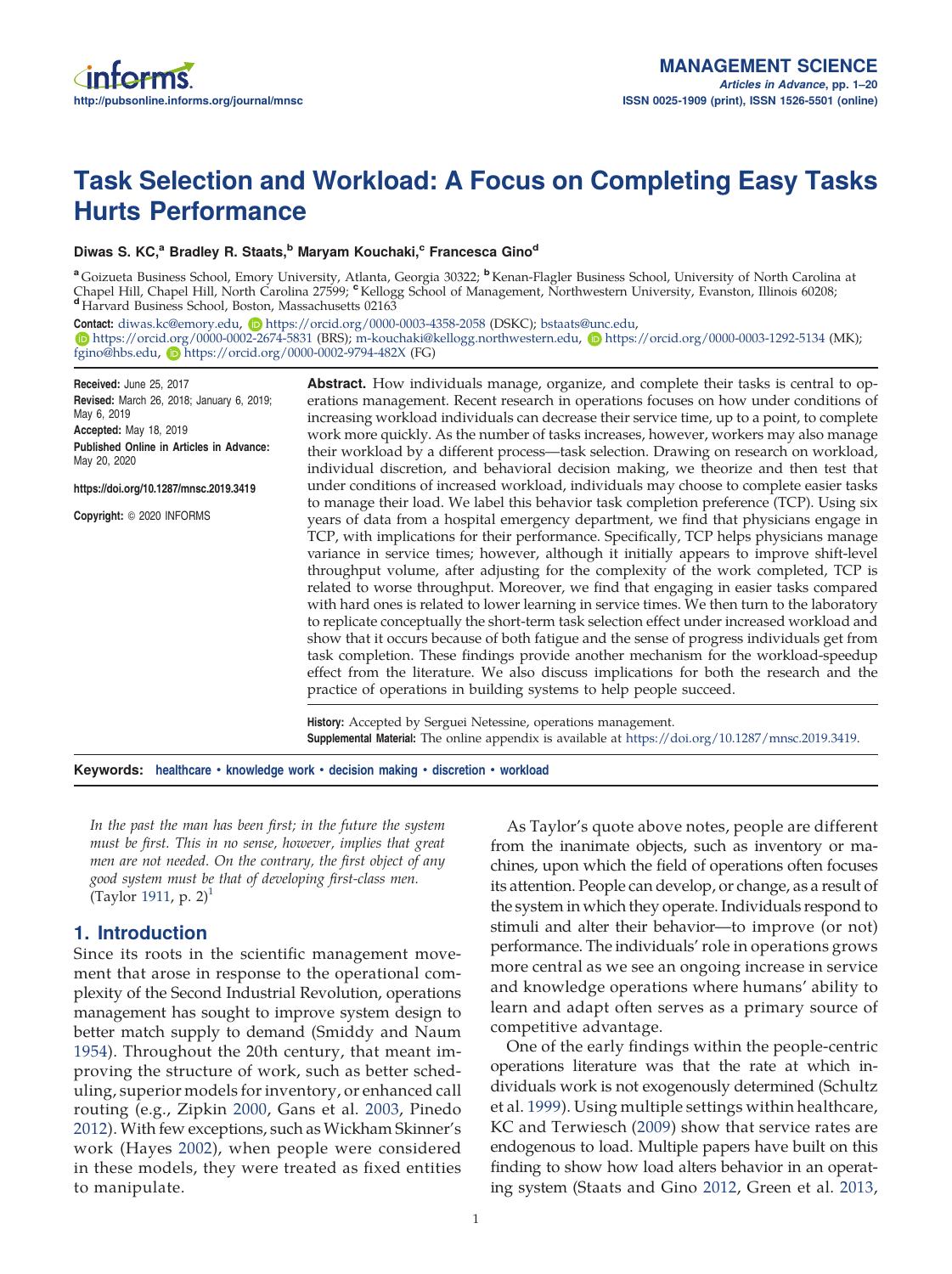# Task Selection and Workload: A Focus on Completing Easy Tasks Hurts Performance

**Diwas S. KC,[a] Bradley R. Staats,[b] Maryam Kouchaki,[c] Francesca Gino[d]**

[a] Goizueta Business School, Emory University, Atlanta, Georgia 30322; [b] Kenan-Flagler Business School, University of North Carolina at Chapel Hill, Chapel Hill, North Carolina 27599; [c] Kellogg School of Management, Northwestern University, Evanston, Illinois 60208; [d] Harvard Business School, Boston, Massachusetts 02163

**Contact:** diwas.kc@emory.edu, https://orcid.org/0000-0003-4358-2058 (DSKC); bstaats@unc.edu, https://orcid.org/0000-0002-2674-5831 (BRS); m-kouchaki@kellogg.northwestern.edu, https://orcid.org/0000-0003-1292-5134 (MK); fgino@hbs.edu, https://orcid.org/0000-0002-9794-482X (FG)

**Received:** June 25, 2017
**Revised:** March 26, 2018; January 6, 2019; May 6, 2019
**Accepted:** May 18, 2019
**Published Online in Articles in Advance:** May 20, 2020

**https://doi.org/10.1287/mnsc.2019.3419**

**Copyright:** © 2020 INFORMS

**Abstract.** How individuals manage, organize, and complete their tasks is central to operations management. Recent research in operations focuses on how under conditions of increasing workload individuals can decrease their service time, up to a point, to complete work more quickly. As the number of tasks increases, however, workers may also manage their workload by a different process—task selection. Drawing on research on workload, individual discretion, and behavioral decision making, we theorize and then test that under conditions of increased workload, individuals may choose to complete easier tasks to manage their load. We label this behavior task completion preference (TCP). Using six years of data from a hospital emergency department, we find that physicians engage in TCP, with implications for their performance. Specifically, TCP helps physicians manage variance in service times; however, although it initially appears to improve shift-level throughput volume, after adjusting for the complexity of the work completed, TCP is related to worse throughput. Moreover, we find that engaging in easier tasks compared with hard ones is related to lower learning in service times. We then turn to the laboratory to replicate conceptually the short-term task selection effect under increased workload and show that it occurs because of both fatigue and the sense of progress individuals get from task completion. These findings provide another mechanism for the workload-speedup effect from the literature. We also discuss implications for both the research and the practice of operations in building systems to help people succeed.

**History:** Accepted by Serguei Netessine, operations management.
**Supplemental Material:** The online appendix is available at https://doi.org/10.1287/mnsc.2019.3419.

**Keywords:** healthcare • knowledge work • decision making • discretion • workload

*In the past the man has been first; in the future the system must be first. This in no sense, however, implies that great men are not needed. On the contrary, the first object of any good system must be that of developing first-class men.* (Taylor 1911, p. 2)[1]

## 1. Introduction

Since its roots in the scientific management movement that arose in response to the operational complexity of the Second Industrial Revolution, operations management has sought to improve system design to better match supply to demand (Smiddy and Naum 1954). Throughout the 20th century, that meant improving the structure of work, such as better scheduling, superior models for inventory, or enhanced call routing (e.g., Zipkin 2000, Gans et al. 2003, Pinedo 2012). With few exceptions, such as Wickham Skinner's work (Hayes 2002), when people were considered in these models, they were treated as fixed entities to manipulate.

As Taylor's quote above notes, people are different from the inanimate objects, such as inventory or machines, upon which the field of operations often focuses its attention. People can develop, or change, as a result of the system in which they operate. Individuals respond to stimuli and alter their behavior—to improve (or not) performance. The individuals' role in operations grows more central as we see an ongoing increase in service and knowledge operations where humans' ability to learn and adapt often serves as a primary source of competitive advantage.

One of the early findings within the people-centric operations literature was that the rate at which individuals work is not exogenously determined (Schultz et al. 1999). Using multiple settings within healthcare, KC and Terwiesch (2009) show that service rates are endogenous to load. Multiple papers have built on this finding to show how load alters behavior in an operating system (Staats and Gino 2012, Green et al. 2013,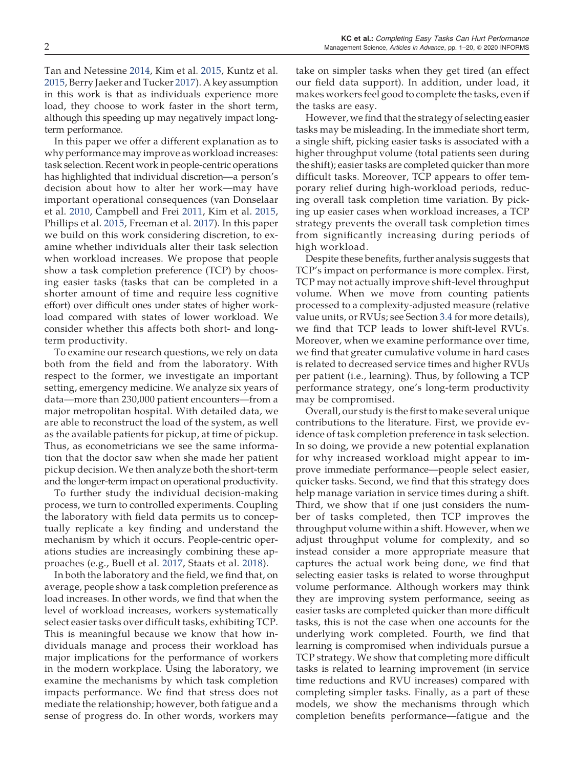Tan and Netessine 2014, Kim et al. 2015, Kuntz et al. 2015, Berry Jaeker and Tucker 2017). A key assumption in this work is that as individuals experience more load, they choose to work faster in the short term, although this speeding up may negatively impact long-term performance.

In this paper we offer a different explanation as to why performance may improve as workload increases: task selection. Recent work in people-centric operations has highlighted that individual discretion—a person's decision about how to alter her work—may have important operational consequences (van Donselaar et al. 2010, Campbell and Frei 2011, Kim et al. 2015, Phillips et al. 2015, Freeman et al. 2017). In this paper we build on this work considering discretion, to examine whether individuals alter their task selection when workload increases. We propose that people show a task completion preference (TCP) by choosing easier tasks (tasks that can be completed in a shorter amount of time and require less cognitive effort) over difficult ones under states of higher workload compared with states of lower workload. We consider whether this affects both short- and long-term productivity.

To examine our research questions, we rely on data both from the field and from the laboratory. With respect to the former, we investigate an important setting, emergency medicine. We analyze six years of data—more than 230,000 patient encounters—from a major metropolitan hospital. With detailed data, we are able to reconstruct the load of the system, as well as the available patients for pickup, at time of pickup. Thus, as econometricians we see the same information that the doctor saw when she made her patient pickup decision. We then analyze both the short-term and the longer-term impact on operational productivity.

To further study the individual decision-making process, we turn to controlled experiments. Coupling the laboratory with field data permits us to conceptually replicate a key finding and understand the mechanism by which it occurs. People-centric operations studies are increasingly combining these approaches (e.g., Buell et al. 2017, Staats et al. 2018).

In both the laboratory and the field, we find that, on average, people show a task completion preference as load increases. In other words, we find that when the level of workload increases, workers systematically select easier tasks over difficult tasks, exhibiting TCP. This is meaningful because we know that how individuals manage and process their workload has major implications for the performance of workers in the modern workplace. Using the laboratory, we examine the mechanisms by which task completion impacts performance. We find that stress does not mediate the relationship; however, both fatigue and a sense of progress do. In other words, workers may take on simpler tasks when they get tired (an effect our field data support). In addition, under load, it makes workers feel good to complete the tasks, even if the tasks are easy.

However, we find that the strategy of selecting easier tasks may be misleading. In the immediate short term, a single shift, picking easier tasks is associated with a higher throughput volume (total patients seen during the shift); easier tasks are completed quicker than more difficult tasks. Moreover, TCP appears to offer temporary relief during high-workload periods, reducing overall task completion time variation. By picking up easier cases when workload increases, a TCP strategy prevents the overall task completion times from significantly increasing during periods of high workload.

Despite these benefits, further analysis suggests that TCP's impact on performance is more complex. First, TCP may not actually improve shift-level throughput volume. When we move from counting patients processed to a complexity-adjusted measure (relative value units, or RVUs; see Section 3.4 for more details), we find that TCP leads to lower shift-level RVUs. Moreover, when we examine performance over time, we find that greater cumulative volume in hard cases is related to decreased service times and higher RVUs per patient (i.e., learning). Thus, by following a TCP performance strategy, one's long-term productivity may be compromised.

Overall, our study is the first to make several unique contributions to the literature. First, we provide evidence of task completion preference in task selection. In so doing, we provide a new potential explanation for why increased workload might appear to improve immediate performance—people select easier, quicker tasks. Second, we find that this strategy does help manage variation in service times during a shift. Third, we show that if one just considers the number of tasks completed, then TCP improves the throughput volume within a shift. However, when we adjust throughput volume for complexity, and so instead consider a more appropriate measure that captures the actual work being done, we find that selecting easier tasks is related to worse throughput volume performance. Although workers may think they are improving system performance, seeing as easier tasks are completed quicker than more difficult tasks, this is not the case when one accounts for the underlying work completed. Fourth, we find that learning is compromised when individuals pursue a TCP strategy. We show that completing more difficult tasks is related to learning improvement (in service time reductions and RVU increases) compared with completing simpler tasks. Finally, as a part of these models, we show the mechanisms through which completion benefits performance—fatigue and the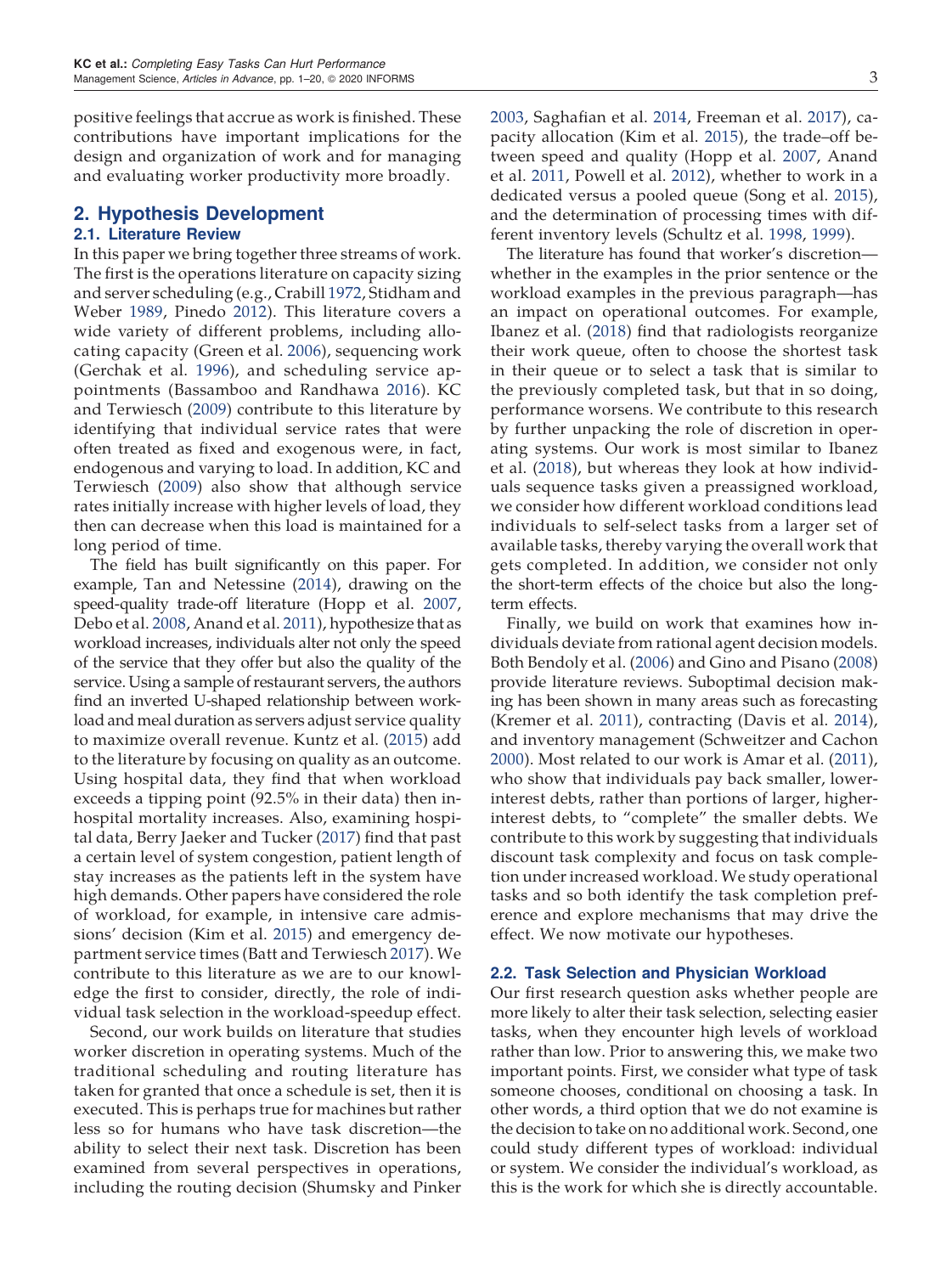positive feelings that accrue as work is finished. These contributions have important implications for the design and organization of work and for managing and evaluating worker productivity more broadly.

## 2. Hypothesis Development

### 2.1. Literature Review

In this paper we bring together three streams of work. The first is the operations literature on capacity sizing and server scheduling (e.g., Crabill 1972, Stidham and Weber 1989, Pinedo 2012). This literature covers a wide variety of different problems, including allocating capacity (Green et al. 2006), sequencing work (Gerchak et al. 1996), and scheduling service appointments (Bassamboo and Randhawa 2016). KC and Terwiesch (2009) contribute to this literature by identifying that individual service rates that were often treated as fixed and exogenous were, in fact, endogenous and varying to load. In addition, KC and Terwiesch (2009) also show that although service rates initially increase with higher levels of load, they then can decrease when this load is maintained for a long period of time.

The field has built significantly on this paper. For example, Tan and Netessine (2014), drawing on the speed-quality trade-off literature (Hopp et al. 2007, Debo et al. 2008, Anand et al. 2011), hypothesize that as workload increases, individuals alter not only the speed of the service that they offer but also the quality of the service. Using a sample of restaurant servers, the authors find an inverted U-shaped relationship between workload and meal duration as servers adjust service quality to maximize overall revenue. Kuntz et al. (2015) add to the literature by focusing on quality as an outcome. Using hospital data, they find that when workload exceeds a tipping point (92.5% in their data) then in-hospital mortality increases. Also, examining hospital data, Berry Jaeker and Tucker (2017) find that past a certain level of system congestion, patient length of stay increases as the patients left in the system have high demands. Other papers have considered the role of workload, for example, in intensive care admissions' decision (Kim et al. 2015) and emergency department service times (Batt and Terwiesch 2017). We contribute to this literature as we are to our knowledge the first to consider, directly, the role of individual task selection in the workload-speedup effect.

Second, our work builds on literature that studies worker discretion in operating systems. Much of the traditional scheduling and routing literature has taken for granted that once a schedule is set, then it is executed. This is perhaps true for machines but rather less so for humans who have task discretion—the ability to select their next task. Discretion has been examined from several perspectives in operations, including the routing decision (Shumsky and Pinker 2003, Saghafian et al. 2014, Freeman et al. 2017), capacity allocation (Kim et al. 2015), the trade–off between speed and quality (Hopp et al. 2007, Anand et al. 2011, Powell et al. 2012), whether to work in a dedicated versus a pooled queue (Song et al. 2015), and the determination of processing times with different inventory levels (Schultz et al. 1998, 1999).

The literature has found that worker's discretion—whether in the examples in the prior sentence or the workload examples in the previous paragraph—has an impact on operational outcomes. For example, Ibanez et al. (2018) find that radiologists reorganize their work queue, often to choose the shortest task in their queue or to select a task that is similar to the previously completed task, but that in so doing, performance worsens. We contribute to this research by further unpacking the role of discretion in operating systems. Our work is most similar to Ibanez et al. (2018), but whereas they look at how individuals sequence tasks given a preassigned workload, we consider how different workload conditions lead individuals to self-select tasks from a larger set of available tasks, thereby varying the overall work that gets completed. In addition, we consider not only the short-term effects of the choice but also the long-term effects.

Finally, we build on work that examines how individuals deviate from rational agent decision models. Both Bendoly et al. (2006) and Gino and Pisano (2008) provide literature reviews. Suboptimal decision making has been shown in many areas such as forecasting (Kremer et al. 2011), contracting (Davis et al. 2014), and inventory management (Schweitzer and Cachon 2000). Most related to our work is Amar et al. (2011), who show that individuals pay back smaller, lower-interest debts, rather than portions of larger, higher-interest debts, to "complete" the smaller debts. We contribute to this work by suggesting that individuals discount task complexity and focus on task completion under increased workload. We study operational tasks and so both identify the task completion preference and explore mechanisms that may drive the effect. We now motivate our hypotheses.

### 2.2. Task Selection and Physician Workload

Our first research question asks whether people are more likely to alter their task selection, selecting easier tasks, when they encounter high levels of workload rather than low. Prior to answering this, we make two important points. First, we consider what type of task someone chooses, conditional on choosing a task. In other words, a third option that we do not examine is the decision to take on no additional work. Second, one could study different types of workload: individual or system. We consider the individual's workload, as this is the work for which she is directly accountable.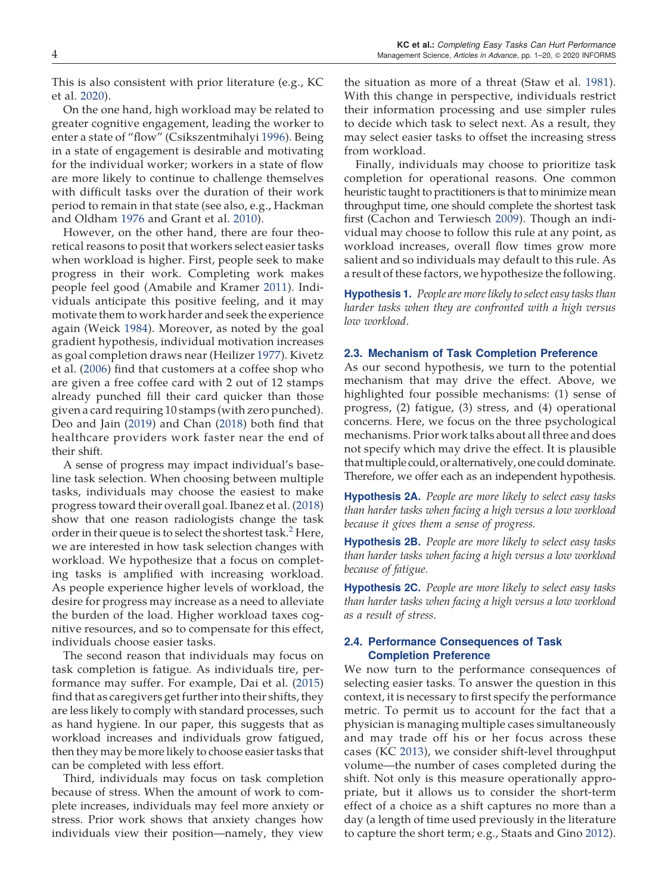This is also consistent with prior literature (e.g., KC et al. 2020).

On the one hand, high workload may be related to greater cognitive engagement, leading the worker to enter a state of "flow" (Csikszentmihalyi 1996). Being in a state of engagement is desirable and motivating for the individual worker; workers in a state of flow are more likely to continue to challenge themselves with difficult tasks over the duration of their work period to remain in that state (see also, e.g., Hackman and Oldham 1976 and Grant et al. 2010).

However, on the other hand, there are four theoretical reasons to posit that workers select easier tasks when workload is higher. First, people seek to make progress in their work. Completing work makes people feel good (Amabile and Kramer 2011). Individuals anticipate this positive feeling, and it may motivate them to work harder and seek the experience again (Weick 1984). Moreover, as noted by the goal gradient hypothesis, individual motivation increases as goal completion draws near (Heilizer 1977). Kivetz et al. (2006) find that customers at a coffee shop who are given a free coffee card with 2 out of 12 stamps already punched fill their card quicker than those given a card requiring 10 stamps (with zero punched). Deo and Jain (2019) and Chan (2018) both find that healthcare providers work faster near the end of their shift.

A sense of progress may impact individual's baseline task selection. When choosing between multiple tasks, individuals may choose the easiest to make progress toward their overall goal. Ibanez et al. (2018) show that one reason radiologists change the task order in their queue is to select the shortest task.[2] Here, we are interested in how task selection changes with workload. We hypothesize that a focus on completing tasks is amplified with increasing workload. As people experience higher levels of workload, the desire for progress may increase as a need to alleviate the burden of the load. Higher workload taxes cognitive resources, and so to compensate for this effect, individuals choose easier tasks.

The second reason that individuals may focus on task completion is fatigue. As individuals tire, performance may suffer. For example, Dai et al. (2015) find that as caregivers get further into their shifts, they are less likely to comply with standard processes, such as hand hygiene. In our paper, this suggests that as workload increases and individuals grow fatigued, then they may be more likely to choose easier tasks that can be completed with less effort.

Third, individuals may focus on task completion because of stress. When the amount of work to complete increases, individuals may feel more anxiety or stress. Prior work shows that anxiety changes how individuals view their position—namely, they view the situation as more of a threat (Staw et al. 1981). With this change in perspective, individuals restrict their information processing and use simpler rules to decide which task to select next. As a result, they may select easier tasks to offset the increasing stress from workload.

Finally, individuals may choose to prioritize task completion for operational reasons. One common heuristic taught to practitioners is that to minimize mean throughput time, one should complete the shortest task first (Cachon and Terwiesch 2009). Though an individual may choose to follow this rule at any point, as workload increases, overall flow times grow more salient and so individuals may default to this rule. As a result of these factors, we hypothesize the following.

**Hypothesis 1.** *People are more likely to select easy tasks than harder tasks when they are confronted with a high versus low workload.*

### 2.3. Mechanism of Task Completion Preference

As our second hypothesis, we turn to the potential mechanism that may drive the effect. Above, we highlighted four possible mechanisms: (1) sense of progress, (2) fatigue, (3) stress, and (4) operational concerns. Here, we focus on the three psychological mechanisms. Prior work talks about all three and does not specify which may drive the effect. It is plausible that multiple could, or alternatively, one could dominate. Therefore, we offer each as an independent hypothesis.

**Hypothesis 2A.** *People are more likely to select easy tasks than harder tasks when facing a high versus a low workload because it gives them a sense of progress.*

**Hypothesis 2B.** *People are more likely to select easy tasks than harder tasks when facing a high versus a low workload because of fatigue.*

**Hypothesis 2C.** *People are more likely to select easy tasks than harder tasks when facing a high versus a low workload as a result of stress.*

### 2.4. Performance Consequences of Task Completion Preference

We now turn to the performance consequences of selecting easier tasks. To answer the question in this context, it is necessary to first specify the performance metric. To permit us to account for the fact that a physician is managing multiple cases simultaneously and may trade off his or her focus across these cases (KC 2013), we consider shift-level throughput volume—the number of cases completed during the shift. Not only is this measure operationally appropriate, but it allows us to consider the short-term effect of a choice as a shift captures no more than a day (a length of time used previously in the literature to capture the short term; e.g., Staats and Gino 2012).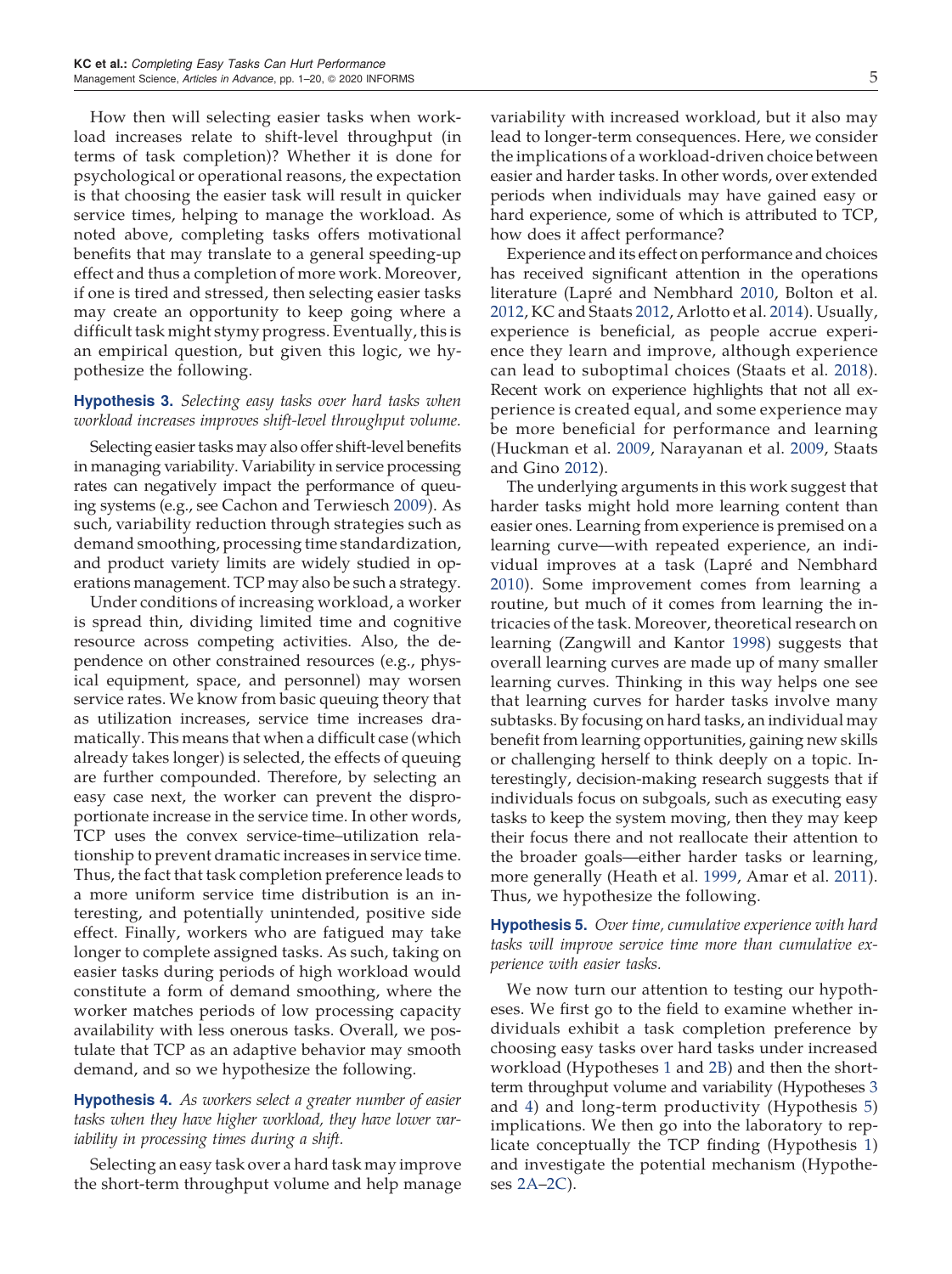How then will selecting easier tasks when workload increases relate to shift-level throughput (in terms of task completion)? Whether it is done for psychological or operational reasons, the expectation is that choosing the easier task will result in quicker service times, helping to manage the workload. As noted above, completing tasks offers motivational benefits that may translate to a general speeding-up effect and thus a completion of more work. Moreover, if one is tired and stressed, then selecting easier tasks may create an opportunity to keep going where a difficult task might stymy progress. Eventually, this is an empirical question, but given this logic, we hypothesize the following.

**Hypothesis 3.** *Selecting easy tasks over hard tasks when workload increases improves shift-level throughput volume.*

Selecting easier tasks may also offer shift-level benefits in managing variability. Variability in service processing rates can negatively impact the performance of queuing systems (e.g., see Cachon and Terwiesch 2009). As such, variability reduction through strategies such as demand smoothing, processing time standardization, and product variety limits are widely studied in operations management. TCP may also be such a strategy.

Under conditions of increasing workload, a worker is spread thin, dividing limited time and cognitive resource across competing activities. Also, the dependence on other constrained resources (e.g., physical equipment, space, and personnel) may worsen service rates. We know from basic queuing theory that as utilization increases, service time increases dramatically. This means that when a difficult case (which already takes longer) is selected, the effects of queuing are further compounded. Therefore, by selecting an easy case next, the worker can prevent the disproportionate increase in the service time. In other words, TCP uses the convex service-time–utilization relationship to prevent dramatic increases in service time. Thus, the fact that task completion preference leads to a more uniform service time distribution is an interesting, and potentially unintended, positive side effect. Finally, workers who are fatigued may take longer to complete assigned tasks. As such, taking on easier tasks during periods of high workload would constitute a form of demand smoothing, where the worker matches periods of low processing capacity availability with less onerous tasks. Overall, we postulate that TCP as an adaptive behavior may smooth demand, and so we hypothesize the following.

**Hypothesis 4.** *As workers select a greater number of easier tasks when they have higher workload, they have lower variability in processing times during a shift.*

Selecting an easy task over a hard task may improve the short-term throughput volume and help manage variability with increased workload, but it also may lead to longer-term consequences. Here, we consider the implications of a workload-driven choice between easier and harder tasks. In other words, over extended periods when individuals may have gained easy or hard experience, some of which is attributed to TCP, how does it affect performance?

Experience and its effect on performance and choices has received significant attention in the operations literature (Lapré and Nembhard 2010, Bolton et al. 2012, KC and Staats 2012, Arlotto et al. 2014). Usually, experience is beneficial, as people accrue experience they learn and improve, although experience can lead to suboptimal choices (Staats et al. 2018). Recent work on experience highlights that not all experience is created equal, and some experience may be more beneficial for performance and learning (Huckman et al. 2009, Narayanan et al. 2009, Staats and Gino 2012).

The underlying arguments in this work suggest that harder tasks might hold more learning content than easier ones. Learning from experience is premised on a learning curve—with repeated experience, an individual improves at a task (Lapré and Nembhard 2010). Some improvement comes from learning a routine, but much of it comes from learning the intricacies of the task. Moreover, theoretical research on learning (Zangwill and Kantor 1998) suggests that overall learning curves are made up of many smaller learning curves. Thinking in this way helps one see that learning curves for harder tasks involve many subtasks. By focusing on hard tasks, an individual may benefit from learning opportunities, gaining new skills or challenging herself to think deeply on a topic. Interestingly, decision-making research suggests that if individuals focus on subgoals, such as executing easy tasks to keep the system moving, then they may keep their focus there and not reallocate their attention to the broader goals—either harder tasks or learning, more generally (Heath et al. 1999, Amar et al. 2011). Thus, we hypothesize the following.

**Hypothesis 5.** *Over time, cumulative experience with hard tasks will improve service time more than cumulative experience with easier tasks.*

We now turn our attention to testing our hypotheses. We first go to the field to examine whether individuals exhibit a task completion preference by choosing easy tasks over hard tasks under increased workload (Hypotheses 1 and 2B) and then the short-term throughput volume and variability (Hypotheses 3 and 4) and long-term productivity (Hypothesis 5) implications. We then go into the laboratory to replicate conceptually the TCP finding (Hypothesis 1) and investigate the potential mechanism (Hypotheses 2A–2C).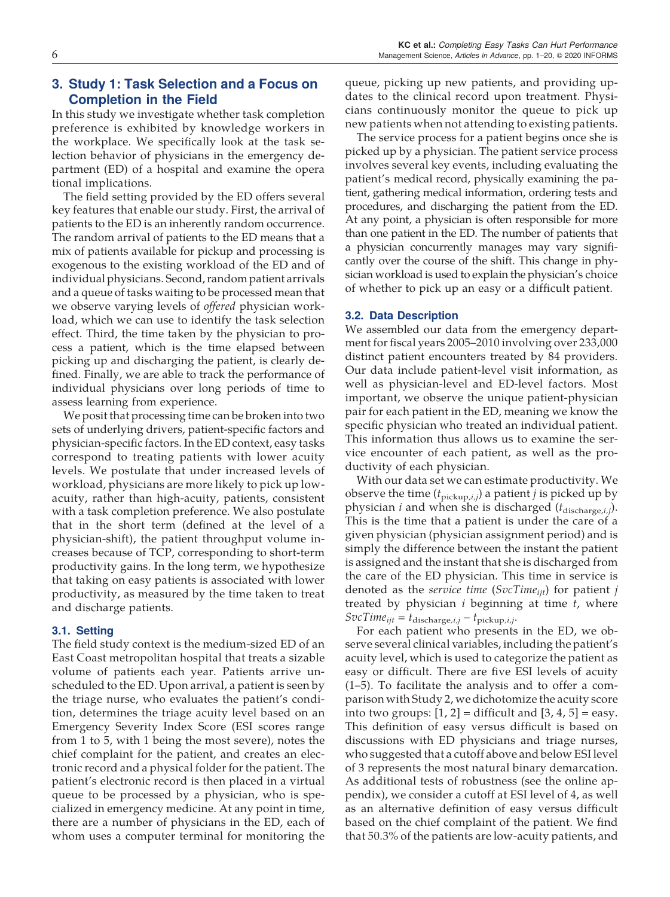## 3. Study 1: Task Selection and a Focus on Completion in the Field

In this study we investigate whether task completion preference is exhibited by knowledge workers in the workplace. We specifically look at the task selection behavior of physicians in the emergency department (ED) of a hospital and examine the operational implications.

The field setting provided by the ED offers several key features that enable our study. First, the arrival of patients to the ED is an inherently random occurrence. The random arrival of patients to the ED means that a mix of patients available for pickup and processing is exogenous to the existing workload of the ED and of individual physicians. Second, random patient arrivals and a queue of tasks waiting to be processed mean that we observe varying levels of *offered* physician workload, which we can use to identify the task selection effect. Third, the time taken by the physician to process a patient, which is the time elapsed between picking up and discharging the patient, is clearly defined. Finally, we are able to track the performance of individual physicians over long periods of time to assess learning from experience.

We posit that processing time can be broken into two sets of underlying drivers, patient-specific factors and physician-specific factors. In the ED context, easy tasks correspond to treating patients with lower acuity levels. We postulate that under increased levels of workload, physicians are more likely to pick up low-acuity, rather than high-acuity, patients, consistent with a task completion preference. We also postulate that in the short term (defined at the level of a physician-shift), the patient throughput volume increases because of TCP, corresponding to short-term productivity gains. In the long term, we hypothesize that taking on easy patients is associated with lower productivity, as measured by the time taken to treat and discharge patients.

### 3.1. Setting

The field study context is the medium-sized ED of an East Coast metropolitan hospital that treats a sizable volume of patients each year. Patients arrive unscheduled to the ED. Upon arrival, a patient is seen by the triage nurse, who evaluates the patient's condition, determines the triage acuity level based on an Emergency Severity Index Score (ESI scores range from 1 to 5, with 1 being the most severe), notes the chief complaint for the patient, and creates an electronic record and a physical folder for the patient. The patient's electronic record is then placed in a virtual queue to be processed by a physician, who is specialized in emergency medicine. At any point in time, there are a number of physicians in the ED, each of whom uses a computer terminal for monitoring the queue, picking up new patients, and providing updates to the clinical record upon treatment. Physicians continuously monitor the queue to pick up new patients when not attending to existing patients.

The service process for a patient begins once she is picked up by a physician. The patient service process involves several key events, including evaluating the patient's medical record, physically examining the patient, gathering medical information, ordering tests and procedures, and discharging the patient from the ED. At any point, a physician is often responsible for more than one patient in the ED. The number of patients that a physician concurrently manages may vary significantly over the course of the shift. This change in physician workload is used to explain the physician's choice of whether to pick up an easy or a difficult patient.

### 3.2. Data Description

We assembled our data from the emergency department for fiscal years 2005–2010 involving over 233,000 distinct patient encounters treated by 84 providers. Our data include patient-level visit information, as well as physician-level and ED-level factors. Most important, we observe the unique patient-physician pair for each patient in the ED, meaning we know the specific physician who treated an individual patient. This information thus allows us to examine the service encounter of each patient, as well as the productivity of each physician.

With our data set we can estimate productivity. We observe the time ($t_{\text{pickup},i,j}$) a patient $j$ is picked up by physician $i$ and when she is discharged ($t_{\text{discharge},i,j}$). This is the time that a patient is under the care of a given physician (physician assignment period) and is simply the difference between the instant the patient is assigned and the instant that she is discharged from the care of the ED physician. This time in service is denoted as the *service time* ($SvcTime_{ijt}$) for patient $j$ treated by physician $i$ beginning at time $t$, where $SvcTime_{ijt} = t_{\text{discharge},i,j} - t_{\text{pickup},i,j}$.

For each patient who presents in the ED, we observe several clinical variables, including the patient's acuity level, which is used to categorize the patient as easy or difficult. There are five ESI levels of acuity (1–5). To facilitate the analysis and to offer a comparison with Study 2, we dichotomize the acuity score into two groups: [1, 2] = difficult and [3, 4, 5] = easy. This definition of easy versus difficult is based on discussions with ED physicians and triage nurses, who suggested that a cutoff above and below ESI level of 3 represents the most natural binary demarcation. As additional tests of robustness (see the online appendix), we consider a cutoff at ESI level of 4, as well as an alternative definition of easy versus difficult based on the chief complaint of the patient. We find that 50.3% of the patients are low-acuity patients, and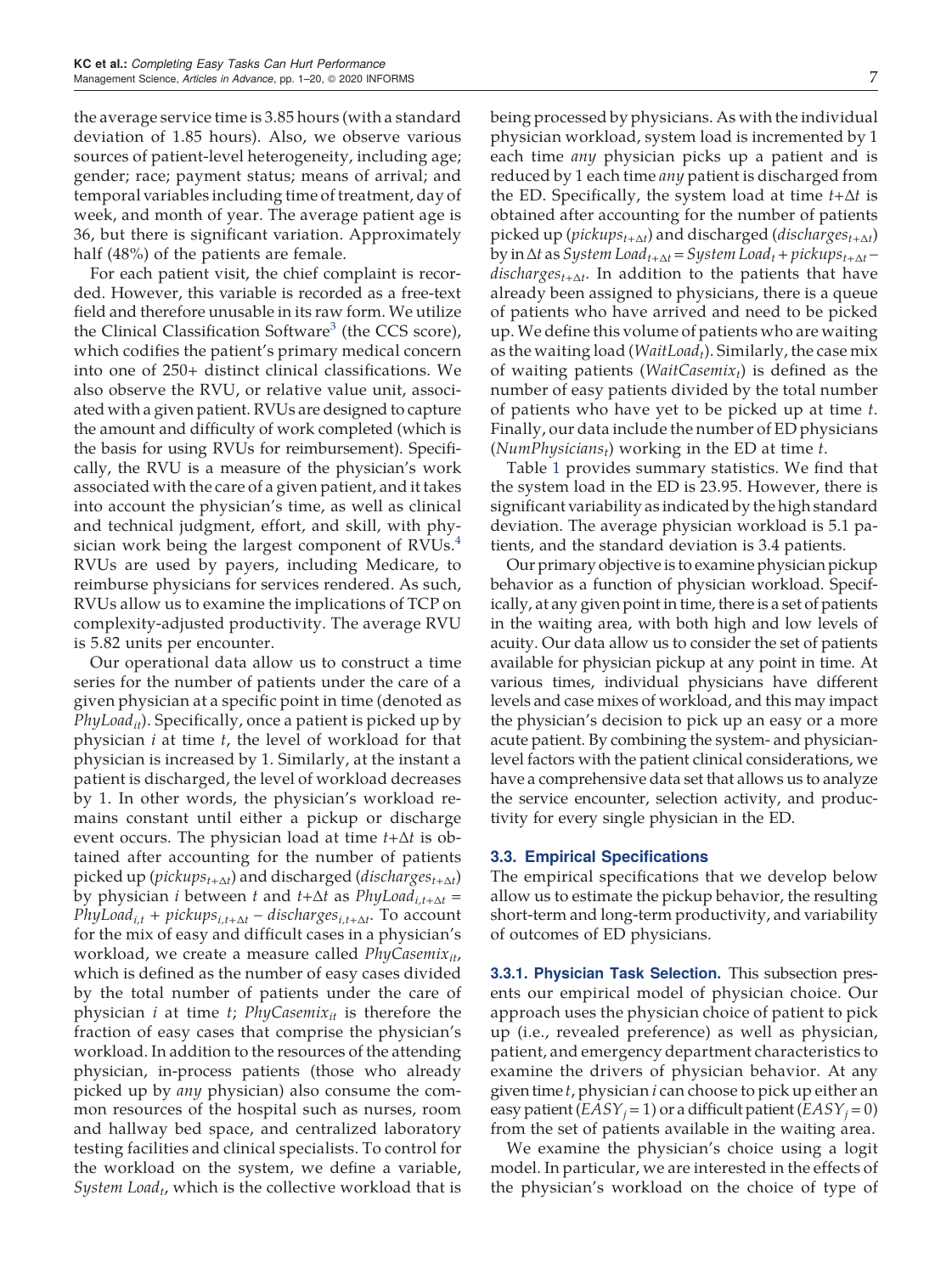the average service time is 3.85 hours (with a standard deviation of 1.85 hours). Also, we observe various sources of patient-level heterogeneity, including age; gender; race; payment status; means of arrival; and temporal variables including time of treatment, day of week, and month of year. The average patient age is 36, but there is significant variation. Approximately half (48%) of the patients are female.

For each patient visit, the chief complaint is recorded. However, this variable is recorded as a free-text field and therefore unusable in its raw form. We utilize the Clinical Classification Software[3] (the CCS score), which codifies the patient's primary medical concern into one of 250+ distinct clinical classifications. We also observe the RVU, or relative value unit, associated with a given patient. RVUs are designed to capture the amount and difficulty of work completed (which is the basis for using RVUs for reimbursement). Specifically, the RVU is a measure of the physician's work associated with the care of a given patient, and it takes into account the physician's time, as well as clinical and technical judgment, effort, and skill, with physician work being the largest component of RVUs.[4] RVUs are used by payers, including Medicare, to reimburse physicians for services rendered. As such, RVUs allow us to examine the implications of TCP on complexity-adjusted productivity. The average RVU is 5.82 units per encounter.

Our operational data allow us to construct a time series for the number of patients under the care of a given physician at a specific point in time (denoted as $PhyLoad_{it}$). Specifically, once a patient is picked up by physician $i$ at time $t$, the level of workload for that physician is increased by 1. Similarly, at the instant a patient is discharged, the level of workload decreases by 1. In other words, the physician's workload remains constant until either a pickup or discharge event occurs. The physician load at time $t+\Delta t$ is obtained after accounting for the number of patients picked up ($pickups_{t+\Delta t}$) and discharged ($discharges_{t+\Delta t}$) by physician $i$ between $t$ and $t+\Delta t$ as $PhyLoad_{i,t+\Delta t} = PhyLoad_{i,t} + pickups_{i,t+\Delta t} - discharges_{i,t+\Delta t}$. To account for the mix of easy and difficult cases in a physician's workload, we create a measure called $PhyCasemix_{it}$, which is defined as the number of easy cases divided by the total number of patients under the care of physician $i$ at time $t$; $PhyCasemix_{it}$ is therefore the fraction of easy cases that comprise the physician's workload. In addition to the resources of the attending physician, in-process patients (those who already picked up by *any* physician) also consume the common resources of the hospital such as nurses, room and hallway bed space, and centralized laboratory testing facilities and clinical specialists. To control for the workload on the system, we define a variable, $System\ Load_t$, which is the collective workload that is being processed by physicians. As with the individual physician workload, system load is incremented by 1 each time *any* physician picks up a patient and is reduced by 1 each time *any* patient is discharged from the ED. Specifically, the system load at time $t+\Delta t$ is obtained after accounting for the number of patients picked up ($pickups_{t+\Delta t}$) and discharged ($discharges_{t+\Delta t}$) by in $\Delta t$ as $System\ Load_{t+\Delta t} = System\ Load_t + pickups_{t+\Delta t} - discharges_{t+\Delta t}$. In addition to the patients that have already been assigned to physicians, there is a queue of patients who have arrived and need to be picked up. We define this volume of patients who are waiting as the waiting load ($WaitLoad_t$). Similarly, the case mix of waiting patients ($WaitCasemix_t$) is defined as the number of easy patients divided by the total number of patients who have yet to be picked up at time $t$. Finally, our data include the number of ED physicians ($NumPhysicians_t$) working in the ED at time $t$.

Table 1 provides summary statistics. We find that the system load in the ED is 23.95. However, there is significant variability as indicated by the high standard deviation. The average physician workload is 5.1 patients, and the standard deviation is 3.4 patients.

Our primary objective is to examine physician pickup behavior as a function of physician workload. Specifically, at any given point in time, there is a set of patients in the waiting area, with both high and low levels of acuity. Our data allow us to consider the set of patients available for physician pickup at any point in time. At various times, individual physicians have different levels and case mixes of workload, and this may impact the physician's decision to pick up an easy or a more acute patient. By combining the system- and physician-level factors with the patient clinical considerations, we have a comprehensive data set that allows us to analyze the service encounter, selection activity, and productivity for every single physician in the ED.

### 3.3. Empirical Specifications

The empirical specifications that we develop below allow us to estimate the pickup behavior, the resulting short-term and long-term productivity, and variability of outcomes of ED physicians.

#### 3.3.1. Physician Task Selection.

This subsection presents our empirical model of physician choice. Our approach uses the physician choice of patient to pick up (i.e., revealed preference) as well as physician, patient, and emergency department characteristics to examine the drivers of physician behavior. At any given time $t$, physician $i$ can choose to pick up either an easy patient ($EASY_j = 1$) or a difficult patient ($EASY_j = 0$) from the set of patients available in the waiting area.

We examine the physician's choice using a logit model. In particular, we are interested in the effects of the physician's workload on the choice of type of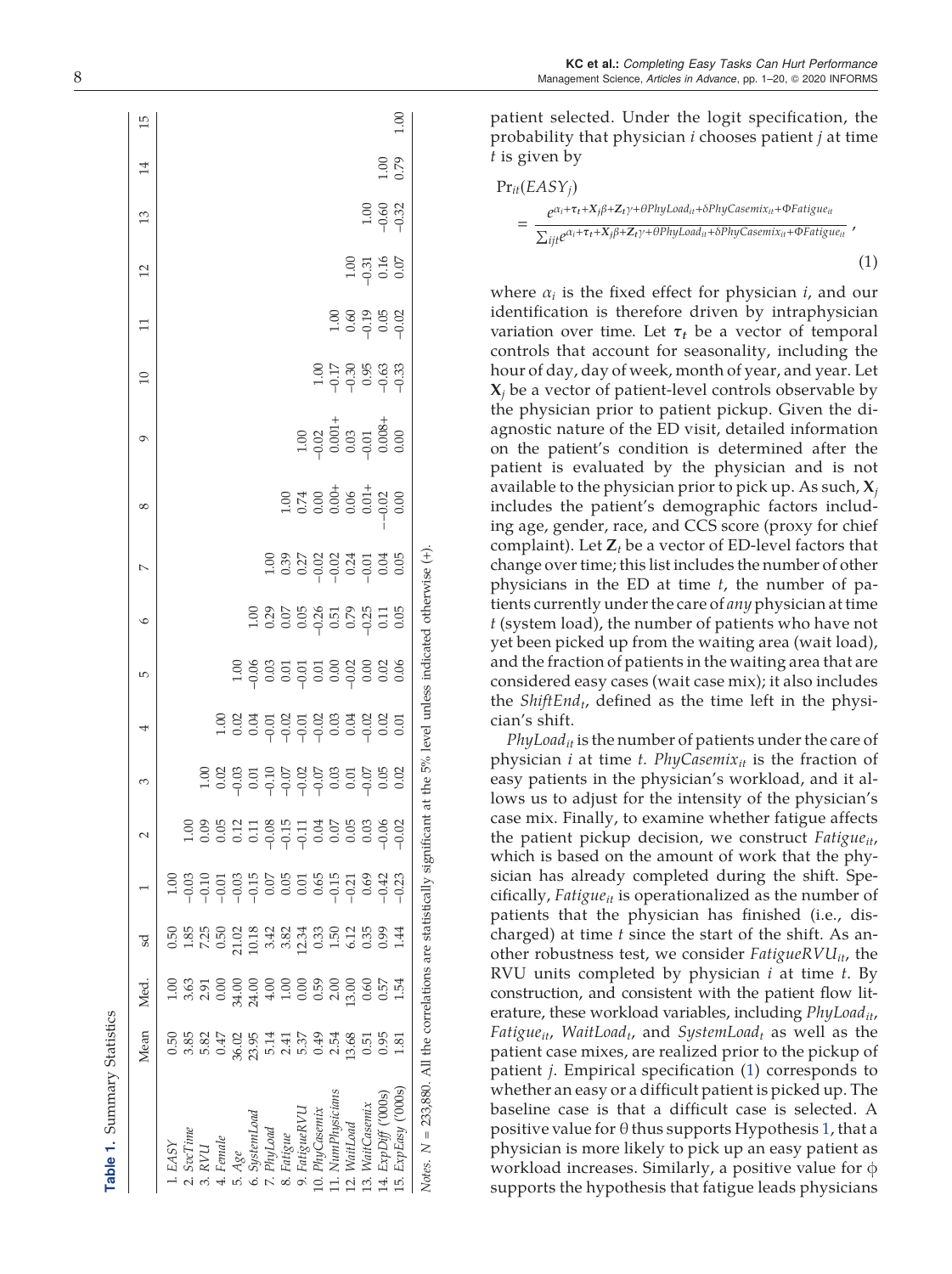**Table 1.** Summary Statistics

| | Mean | Med. | sd | 1 | 2 | 3 | 4 | 5 | 6 | 7 | 8 | 9 | 10 | 11 | 12 | 13 | 14 | 15 |
|---|---|---|---|---|---|---|---|---|---|---|---|---|---|---|---|---|---|---|
| 1. *EASY* | 0.50 | 1.00 | 0.50 | 1.00 | | | | | | | | | | | | | | |
| 2. *SvcTime* | 3.85 | 3.63 | 1.85 | −0.03 | 1.00 | | | | | | | | | | | | | |
| 3. *RVU* | 5.82 | 2.91 | 7.25 | −0.10 | 0.09 | 1.00 | | | | | | | | | | | | |
| 4. *Female* | 0.47 | 0.00 | 0.50 | −0.01 | 0.05 | 0.02 | 1.00 | | | | | | | | | | | |
| 5. *Age* | 36.02 | 34.00 | 21.02 | −0.03 | 0.12 | −0.03 | 0.02 | 1.00 | | | | | | | | | | |
| 6. *SystemLoad* | 23.95 | 24.00 | 10.18 | −0.15 | 0.11 | 0.01 | 0.04 | −0.06 | 1.00 | | | | | | | | | |
| 7. *PhyLoad* | 5.14 | 4.00 | 3.42 | 0.07 | −0.08 | −0.10 | −0.01 | 0.03 | 0.29 | 1.00 | | | | | | | | |
| 8. *Fatigue* | 2.41 | 1.00 | 3.82 | 0.05 | −0.15 | −0.07 | −0.02 | 0.01 | 0.07 | 0.39 | 1.00 | | | | | | | |
| 9. *FatigueRVU* | 5.37 | 0.00 | 12.34 | 0.01 | −0.11 | −0.02 | −0.01 | −0.01 | 0.05 | 0.27 | 0.74 | 1.00 | | | | | | |
| 10. *PhyCasemix* | 0.49 | 0.59 | 0.33 | 0.65 | 0.04 | −0.07 | −0.02 | 0.01 | −0.26 | −0.02 | 0.00 | −0.02 | 1.00 | | | | | |
| 11. *NumPhysicians* | 2.54 | 2.00 | 1.50 | −0.15 | 0.07 | 0.03 | 0.03 | 0.00 | 0.51 | −0.02 | 0.00+ | 0.001+ | −0.17 | 1.00 | | | | |
| 12. *WaitLoad* | 13.68 | 13.00 | 6.12 | −0.21 | 0.05 | 0.01 | 0.04 | −0.02 | 0.79 | 0.24 | 0.06 | 0.03 | −0.30 | 0.60 | 1.00 | | | |
| 13. *WaitCasemix* | 0.51 | 0.60 | 0.35 | 0.69 | 0.03 | −0.07 | −0.02 | 0.00 | −0.25 | −0.01 | 0.01+ | −0.01 | 0.95 | −0.19 | −0.31 | 1.00 | | |
| 14. *ExpDiff* ('000s) | 0.95 | 0.57 | 0.99 | −0.42 | −0.06 | 0.05 | 0.02 | 0.02 | 0.11 | 0.04 | −0.02 | 0.008+ | −0.63 | 0.05 | 0.16 | −0.60 | 1.00 | |
| 15. *ExpEasy* ('000s) | 1.81 | 1.54 | 1.44 | −0.23 | −0.02 | 0.02 | 0.01 | 0.06 | 0.05 | 0.05 | 0.00 | 0.00 | −0.33 | −0.02 | 0.07 | −0.32 | 0.79 | 1.00 |

*Notes.* $N = 233{,}880$. All the correlations are statistically significant at the 5% level unless indicated otherwise (+).

patient selected. Under the logit specification, the probability that physician $i$ chooses patient $j$ at time $t$ is given by

$$\Pr_{it}(EASY_j) = \frac{e^{\alpha_i+\boldsymbol{\tau}_t+\mathbf{X}_j\beta+\mathbf{Z}_t\gamma+\theta PhyLoad_{it}+\delta PhyCasemix_{it}+\Phi Fatigue_{it}}}{\sum_{ijt} e^{\alpha_i+\boldsymbol{\tau}_t+\mathbf{X}_j\beta+\mathbf{Z}_t\gamma+\theta PhyLoad_{it}+\delta PhyCasemix_{it}+\Phi Fatigue_{it}}}, \tag{1}$$

where $\alpha_i$ is the fixed effect for physician $i$, and our identification is therefore driven by intraphysician variation over time. Let $\boldsymbol{\tau}_t$ be a vector of temporal controls that account for seasonality, including the hour of day, day of week, month of year, and year. Let $\mathbf{X}_j$ be a vector of patient-level controls observable by the physician prior to patient pickup. Given the diagnostic nature of the ED visit, detailed information on the patient's condition is determined after the patient is evaluated by the physician and is not available to the physician prior to pick up. As such, $\mathbf{X}_j$ includes the patient's demographic factors including age, gender, race, and CCS score (proxy for chief complaint). Let $\mathbf{Z}_t$ be a vector of ED-level factors that change over time; this list includes the number of other physicians in the ED at time $t$, the number of patients currently under the care of *any* physician at time $t$ (system load), the number of patients who have not yet been picked up from the waiting area (wait load), and the fraction of patients in the waiting area that are considered easy cases (wait case mix); it also includes the $ShiftEnd_t$, defined as the time left in the physician's shift.

$PhyLoad_{it}$ is the number of patients under the care of physician $i$ at time $t$. $PhyCasemix_{it}$ is the fraction of easy patients in the physician's workload, and it allows us to adjust for the intensity of the physician's case mix. Finally, to examine whether fatigue affects the patient pickup decision, we construct $Fatigue_{it}$, which is based on the amount of work that the physician has already completed during the shift. Specifically, $Fatigue_{it}$ is operationalized as the number of patients that the physician has finished (i.e., discharged) at time $t$ since the start of the shift. As another robustness test, we consider $FatigueRVU_{it}$, the RVU units completed by physician $i$ at time $t$. By construction, and consistent with the patient flow literature, these workload variables, including $PhyLoad_{it}$, $Fatigue_{it}$, $WaitLoad_t$, and $SystemLoad_t$ as well as the patient case mixes, are realized prior to the pickup of patient $j$. Empirical specification (1) corresponds to whether an easy or a difficult patient is picked up. The baseline case is that a difficult case is selected. A positive value for $\theta$ thus supports Hypothesis 1, that a physician is more likely to pick up an easy patient as workload increases. Similarly, a positive value for $\phi$ supports the hypothesis that fatigue leads physicians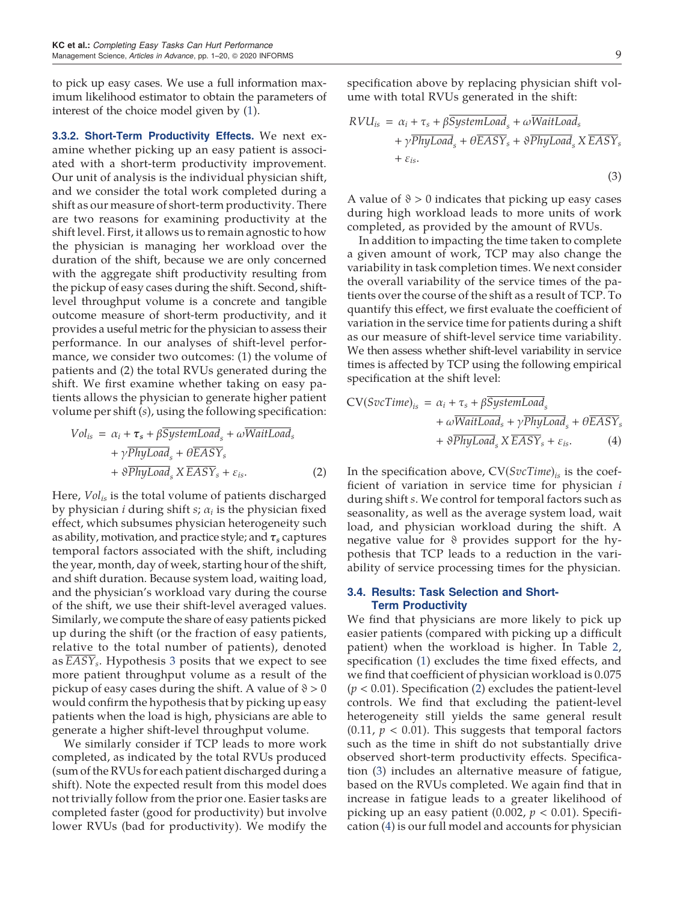to pick up easy cases. We use a full information maximum likelihood estimator to obtain the parameters of interest of the choice model given by (1).

#### 3.3.2. Short-Term Productivity Effects.

We next examine whether picking up an easy patient is associated with a short-term productivity improvement. Our unit of analysis is the individual physician shift, and we consider the total work completed during a shift as our measure of short-term productivity. There are two reasons for examining productivity at the shift level. First, it allows us to remain agnostic to how the physician is managing her workload over the duration of the shift, because we are only concerned with the aggregate shift productivity resulting from the pickup of easy cases during the shift. Second, shift-level throughput volume is a concrete and tangible outcome measure of short-term productivity, and it provides a useful metric for the physician to assess their performance. In our analyses of shift-level performance, we consider two outcomes: (1) the volume of patients and (2) the total RVUs generated during the shift. We first examine whether taking on easy patients allows the physician to generate higher patient volume per shift ($s$), using the following specification:

$$Vol_{is} = \alpha_i + \boldsymbol{\tau_s} + \beta\overline{SystemLoad}_s + \omega\overline{WaitLoad}_s + \gamma\overline{PhyLoad}_s + \theta\overline{EASY}_s + \vartheta\overline{PhyLoad}_s \, X \, \overline{EASY}_s + \varepsilon_{is}. \tag{2}$$

Here, $Vol_{is}$ is the total volume of patients discharged by physician $i$ during shift $s$; $\alpha_i$ is the physician fixed effect, which subsumes physician heterogeneity such as ability, motivation, and practice style; and $\boldsymbol{\tau_s}$ captures temporal factors associated with the shift, including the year, month, day of week, starting hour of the shift, and shift duration. Because system load, waiting load, and the physician's workload vary during the course of the shift, we use their shift-level averaged values. Similarly, we compute the share of easy patients picked up during the shift (or the fraction of easy patients, relative to the total number of patients), denoted as $\overline{EASY}_s$. Hypothesis 3 posits that we expect to see more patient throughput volume as a result of the pickup of easy cases during the shift. A value of $\vartheta > 0$ would confirm the hypothesis that by picking up easy patients when the load is high, physicians are able to generate a higher shift-level throughput volume.

We similarly consider if TCP leads to more work completed, as indicated by the total RVUs produced (sum of the RVUs for each patient discharged during a shift). Note the expected result from this model does not trivially follow from the prior one. Easier tasks are completed faster (good for productivity) but involve lower RVUs (bad for productivity). We modify the specification above by replacing physician shift volume with total RVUs generated in the shift:

$$RVU_{is} = \alpha_i + \tau_s + \beta\overline{SystemLoad}_s + \omega\overline{WaitLoad}_s + \gamma\overline{PhyLoad}_s + \theta\overline{EASY}_s + \vartheta\overline{PhyLoad}_s \, X \, \overline{EASY}_s + \varepsilon_{is}. \tag{3}$$

A value of $\vartheta > 0$ indicates that picking up easy cases during high workload leads to more units of work completed, as provided by the amount of RVUs.

In addition to impacting the time taken to complete a given amount of work, TCP may also change the variability in task completion times. We next consider the overall variability of the service times of the patients over the course of the shift as a result of TCP. To quantify this effect, we first evaluate the coefficient of variation in the service time for patients during a shift as our measure of shift-level service time variability. We then assess whether shift-level variability in service times is affected by TCP using the following empirical specification at the shift level:

$$\text{CV}(SvcTime)_{is} = \alpha_i + \tau_s + \beta\overline{SystemLoad}_s + \omega\overline{WaitLoad}_s + \gamma\overline{PhyLoad}_s + \theta\overline{EASY}_s + \vartheta\overline{PhyLoad}_s \, X \, \overline{EASY}_s + \varepsilon_{is}. \tag{4}$$

In the specification above, $\text{CV}(SvcTime)_{is}$ is the coefficient of variation in service time for physician $i$ during shift $s$. We control for temporal factors such as seasonality, as well as the average system load, wait load, and physician workload during the shift. A negative value for $\vartheta$ provides support for the hypothesis that TCP leads to a reduction in the variability of service processing times for the physician.

### 3.4. Results: Task Selection and Short-Term Productivity

We find that physicians are more likely to pick up easier patients (compared with picking up a difficult patient) when the workload is higher. In Table 2, specification (1) excludes the time fixed effects, and we find that coefficient of physician workload is 0.075 ($p < 0.01$). Specification (2) excludes the patient-level controls. We find that excluding the patient-level heterogeneity still yields the same general result (0.11, $p < 0.01$). This suggests that temporal factors such as the time in shift do not substantially drive observed short-term productivity effects. Specification (3) includes an alternative measure of fatigue, based on the RVUs completed. We again find that in increase in fatigue leads to a greater likelihood of picking up an easy patient (0.002, $p < 0.01$). Specification (4) is our full model and accounts for physician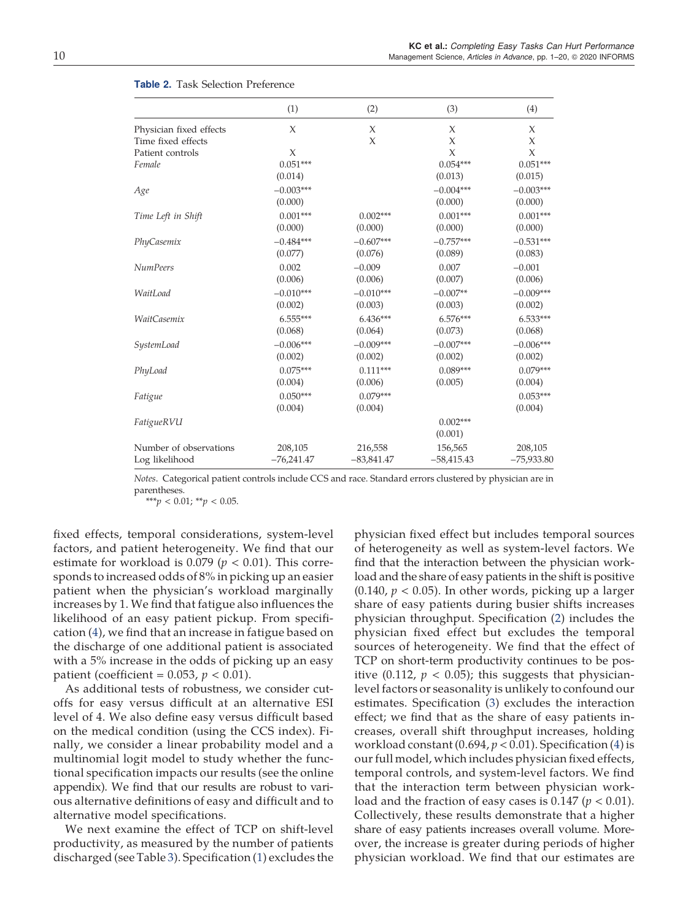**Table 2.** Task Selection Preference

| | (1) | (2) | (3) | (4) |
|---|---|---|---|---|
| Physician fixed effects | X | X | X | X |
| Time fixed effects | | X | X | X |
| Patient controls | X | | X | X |
| *Female* | 0.051*** | | 0.054*** | 0.051*** |
| | (0.014) | | (0.013) | (0.015) |
| *Age* | −0.003*** | | −0.004*** | −0.003*** |
| | (0.000) | | (0.000) | (0.000) |
| *Time Left in Shift* | 0.001*** | 0.002*** | 0.001*** | 0.001*** |
| | (0.000) | (0.000) | (0.000) | (0.000) |
| *PhyCasemix* | −0.484*** | −0.607*** | −0.757*** | −0.531*** |
| | (0.077) | (0.076) | (0.089) | (0.083) |
| *NumPeers* | 0.002 | −0.009 | 0.007 | −0.001 |
| | (0.006) | (0.006) | (0.007) | (0.006) |
| *WaitLoad* | −0.010*** | −0.010*** | −0.007** | −0.009*** |
| | (0.002) | (0.003) | (0.003) | (0.002) |
| *WaitCasemix* | 6.555*** | 6.436*** | 6.576*** | 6.533*** |
| | (0.068) | (0.064) | (0.073) | (0.068) |
| *SystemLoad* | −0.006*** | −0.009*** | −0.007*** | −0.006*** |
| | (0.002) | (0.002) | (0.002) | (0.002) |
| *PhyLoad* | 0.075*** | 0.111*** | 0.089*** | 0.079*** |
| | (0.004) | (0.006) | (0.005) | (0.004) |
| *Fatigue* | 0.050*** | 0.079*** | | 0.053*** |
| | (0.004) | (0.004) | | (0.004) |
| *FatigueRVU* | | | 0.002*** | |
| | | | (0.001) | |
| Number of observations | 208,105 | 216,558 | 156,565 | 208,105 |
| Log likelihood | −76,241.47 | −83,841.47 | −58,415.43 | −75,933.80 |

*Notes*. Categorical patient controls include CCS and race. Standard errors clustered by physician are in parentheses.

***$p < 0.01$; **$p < 0.05$.

fixed effects, temporal considerations, system-level factors, and patient heterogeneity. We find that our estimate for workload is 0.079 ($p < 0.01$). This corresponds to increased odds of 8% in picking up an easier patient when the physician's workload marginally increases by 1. We find that fatigue also influences the likelihood of an easy patient pickup. From specification (4), we find that an increase in fatigue based on the discharge of one additional patient is associated with a 5% increase in the odds of picking up an easy patient (coefficient = 0.053, $p < 0.01$).

As additional tests of robustness, we consider cutoffs for easy versus difficult at an alternative ESI level of 4. We also define easy versus difficult based on the medical condition (using the CCS index). Finally, we consider a linear probability model and a multinomial logit model to study whether the functional specification impacts our results (see the online appendix). We find that our results are robust to various alternative definitions of easy and difficult and to alternative model specifications.

We next examine the effect of TCP on shift-level productivity, as measured by the number of patients discharged (see Table 3). Specification (1) excludes the physician fixed effect but includes temporal sources of heterogeneity as well as system-level factors. We find that the interaction between the physician workload and the share of easy patients in the shift is positive (0.140, $p < 0.05$). In other words, picking up a larger share of easy patients during busier shifts increases physician throughput. Specification (2) includes the physician fixed effect but excludes the temporal sources of heterogeneity. We find that the effect of TCP on short-term productivity continues to be positive (0.112, $p < 0.05$); this suggests that physician-level factors or seasonality is unlikely to confound our estimates. Specification (3) excludes the interaction effect; we find that as the share of easy patients increases, overall shift throughput increases, holding workload constant (0.694, $p < 0.01$). Specification (4) is our full model, which includes physician fixed effects, temporal controls, and system-level factors. We find that the interaction term between physician workload and the fraction of easy cases is 0.147 ($p < 0.01$). Collectively, these results demonstrate that a higher share of easy patients increases overall volume. Moreover, the increase is greater during periods of higher physician workload. We find that our estimates are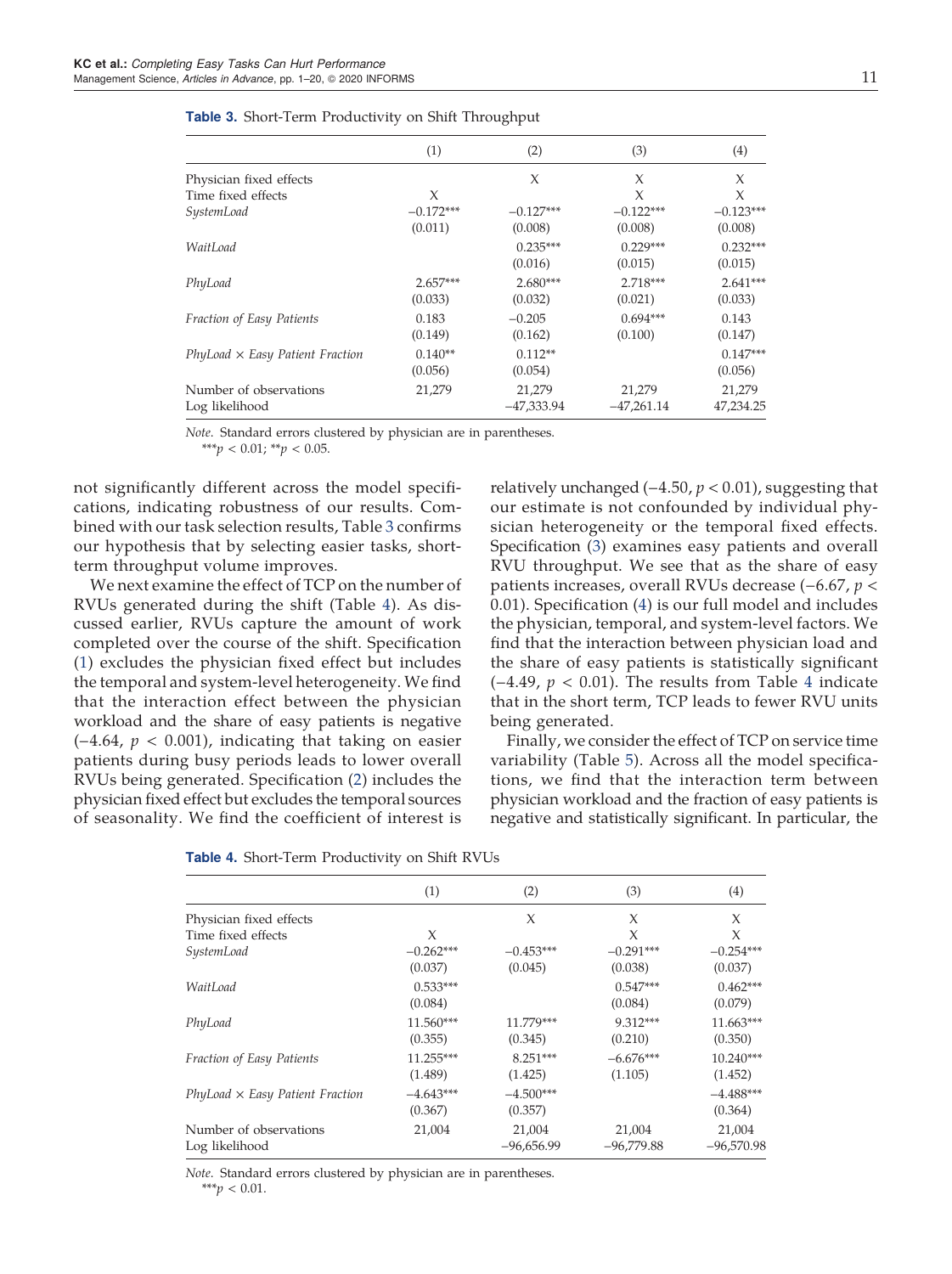**Table 3.** Short-Term Productivity on Shift Throughput

| | (1) | (2) | (3) | (4) |
|---|---|---|---|---|
| Physician fixed effects | | X | X | X |
| Time fixed effects | X | | X | X |
| *SystemLoad* | −0.172*** | −0.127*** | −0.122*** | −0.123*** |
| | (0.011) | (0.008) | (0.008) | (0.008) |
| *WaitLoad* | | 0.235*** | 0.229*** | 0.232*** |
| | | (0.016) | (0.015) | (0.015) |
| *PhyLoad* | 2.657*** | 2.680*** | 2.718*** | 2.641*** |
| | (0.033) | (0.032) | (0.021) | (0.033) |
| *Fraction of Easy Patients* | 0.183 | −0.205 | 0.694*** | 0.143 |
| | (0.149) | (0.162) | (0.100) | (0.147) |
| *PhyLoad × Easy Patient Fraction* | 0.140** | 0.112** | | 0.147*** |
| | (0.056) | (0.054) | | (0.056) |
| Number of observations | 21,279 | 21,279 | 21,279 | 21,279 |
| Log likelihood | | −47,333.94 | −47,261.14 | 47,234.25 |

*Note.* Standard errors clustered by physician are in parentheses.
*** $p < 0.01$; ** $p < 0.05$.

not significantly different across the model specifications, indicating robustness of our results. Combined with our task selection results, Table 3 confirms our hypothesis that by selecting easier tasks, short-term throughput volume improves.

We next examine the effect of TCP on the number of RVUs generated during the shift (Table 4). As discussed earlier, RVUs capture the amount of work completed over the course of the shift. Specification (1) excludes the physician fixed effect but includes the temporal and system-level heterogeneity. We find that the interaction effect between the physician workload and the share of easy patients is negative (−4.64, $p < 0.001$), indicating that taking on easier patients during busy periods leads to lower overall RVUs being generated. Specification (2) includes the physician fixed effect but excludes the temporal sources of seasonality. We find the coefficient of interest is relatively unchanged (−4.50, $p < 0.01$), suggesting that our estimate is not confounded by individual physician heterogeneity or the temporal fixed effects. Specification (3) examines easy patients and overall RVU throughput. We see that as the share of easy patients increases, overall RVUs decrease (−6.67, $p < 0.01$). Specification (4) is our full model and includes the physician, temporal, and system-level factors. We find that the interaction between physician load and the share of easy patients is statistically significant (−4.49, $p < 0.01$). The results from Table 4 indicate that in the short term, TCP leads to fewer RVU units being generated.

Finally, we consider the effect of TCP on service time variability (Table 5). Across all the model specifications, we find that the interaction term between physician workload and the fraction of easy patients is negative and statistically significant. In particular, the

**Table 4.** Short-Term Productivity on Shift RVUs

| | (1) | (2) | (3) | (4) |
|---|---|---|---|---|
| Physician fixed effects | | X | X | X |
| Time fixed effects | X | | X | X |
| *SystemLoad* | −0.262*** | −0.453*** | −0.291*** | −0.254*** |
| | (0.037) | (0.045) | (0.038) | (0.037) |
| *WaitLoad* | 0.533*** | | 0.547*** | 0.462*** |
| | (0.084) | | (0.084) | (0.079) |
| *PhyLoad* | 11.560*** | 11.779*** | 9.312*** | 11.663*** |
| | (0.355) | (0.345) | (0.210) | (0.350) |
| *Fraction of Easy Patients* | 11.255*** | 8.251*** | −6.676*** | 10.240*** |
| | (1.489) | (1.425) | (1.105) | (1.452) |
| *PhyLoad × Easy Patient Fraction* | −4.643*** | −4.500*** | | −4.488*** |
| | (0.367) | (0.357) | | (0.364) |
| Number of observations | 21,004 | 21,004 | 21,004 | 21,004 |
| Log likelihood | | −96,656.99 | −96,779.88 | −96,570.98 |

*Note.* Standard errors clustered by physician are in parentheses.
*** $p < 0.01$.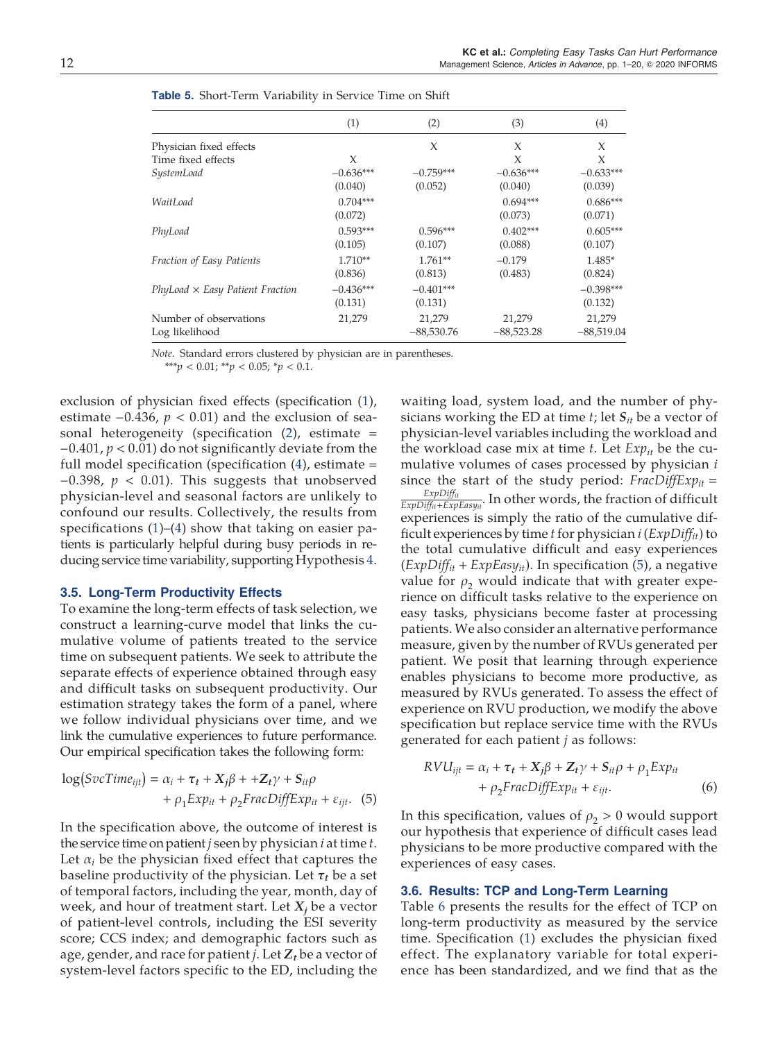**Table 5.** Short-Term Variability in Service Time on Shift

| | (1) | (2) | (3) | (4) |
|---|---|---|---|---|
| Physician fixed effects | | X | X | X |
| Time fixed effects | X | | X | X |
| *SystemLoad* | −0.636*** | −0.759*** | −0.636*** | −0.633*** |
| | (0.040) | (0.052) | (0.040) | (0.039) |
| *WaitLoad* | 0.704*** | | 0.694*** | 0.686*** |
| | (0.072) | | (0.073) | (0.071) |
| *PhyLoad* | 0.593*** | 0.596*** | 0.402*** | 0.605*** |
| | (0.105) | (0.107) | (0.088) | (0.107) |
| *Fraction of Easy Patients* | 1.710** | 1.761** | −0.179 | 1.485* |
| | (0.836) | (0.813) | (0.483) | (0.824) |
| *PhyLoad × Easy Patient Fraction* | −0.436*** | −0.401*** | | −0.398*** |
| | (0.131) | (0.131) | | (0.132) |
| Number of observations | 21,279 | 21,279 | 21,279 | 21,279 |
| Log likelihood | | −88,530.76 | −88,523.28 | −88,519.04 |

*Note.* Standard errors clustered by physician are in parentheses.
***$p < 0.01$; **$p < 0.05$; *$p < 0.1$.

exclusion of physician fixed effects (specification (1), estimate −0.436, $p < 0.01$) and the exclusion of seasonal heterogeneity (specification (2), estimate = −0.401, $p < 0.01$) do not significantly deviate from the full model specification (specification (4), estimate = −0.398, $p < 0.01$). This suggests that unobserved physician-level and seasonal factors are unlikely to confound our results. Collectively, the results from specifications (1)–(4) show that taking on easier patients is particularly helpful during busy periods in reducing service time variability, supporting Hypothesis 4.

### 3.5. Long-Term Productivity Effects

To examine the long-term effects of task selection, we construct a learning-curve model that links the cumulative volume of patients treated to the service time on subsequent patients. We seek to attribute the separate effects of experience obtained through easy and difficult tasks on subsequent productivity. Our estimation strategy takes the form of a panel, where we follow individual physicians over time, and we link the cumulative experiences to future performance. Our empirical specification takes the following form:

$$\log(SvcTime_{ijt}) = \alpha_i + \boldsymbol{\tau_t} + \boldsymbol{X_j}\beta + +\boldsymbol{Z_t}\gamma + \boldsymbol{S}_{it}\rho + \rho_1 Exp_{it} + \rho_2 FracDiffExp_{it} + \varepsilon_{ijt}. \quad (5)$$

In the specification above, the outcome of interest is the service time on patient $j$ seen by physician $i$ at time $t$. Let $\alpha_i$ be the physician fixed effect that captures the baseline productivity of the physician. Let $\boldsymbol{\tau_t}$ be a set of temporal factors, including the year, month, day of week, and hour of treatment start. Let $\boldsymbol{X_j}$ be a vector of patient-level controls, including the ESI severity score; CCS index; and demographic factors such as age, gender, and race for patient $j$. Let $\boldsymbol{Z_t}$ be a vector of system-level factors specific to the ED, including the waiting load, system load, and the number of physicians working the ED at time $t$; let $\boldsymbol{S}_{it}$ be a vector of physician-level variables including the workload and the workload case mix at time $t$. Let $Exp_{it}$ be the cumulative volumes of cases processed by physician $i$ since the start of the study period: $FracDiffExp_{it} = \frac{ExpDiff_{it}}{ExpDiff_{it}+ExpEasy_{it}}$. In other words, the fraction of difficult experiences is simply the ratio of the cumulative difficult experiences by time $t$ for physician $i$ ($ExpDiff_{it}$) to the total cumulative difficult and easy experiences ($ExpDiff_{it} + ExpEasy_{it}$). In specification (5), a negative value for $\rho_2$ would indicate that with greater experience on difficult tasks relative to the experience on easy tasks, physicians become faster at processing patients. We also consider an alternative performance measure, given by the number of RVUs generated per patient. We posit that learning through experience enables physicians to become more productive, as measured by RVUs generated. To assess the effect of experience on RVU production, we modify the above specification but replace service time with the RVUs generated for each patient $j$ as follows:

$$RVU_{ijt} = \alpha_i + \boldsymbol{\tau_t} + \boldsymbol{X_j}\beta + \boldsymbol{Z_t}\gamma + \boldsymbol{S}_{it}\rho + \rho_1 Exp_{it} + \rho_2 FracDiffExp_{it} + \varepsilon_{ijt}. \quad (6)$$

In this specification, values of $\rho_2 > 0$ would support our hypothesis that experience of difficult cases lead physicians to be more productive compared with the experiences of easy cases.

### 3.6. Results: TCP and Long-Term Learning

Table 6 presents the results for the effect of TCP on long-term productivity as measured by the service time. Specification (1) excludes the physician fixed effect. The explanatory variable for total experience has been standardized, and we find that as the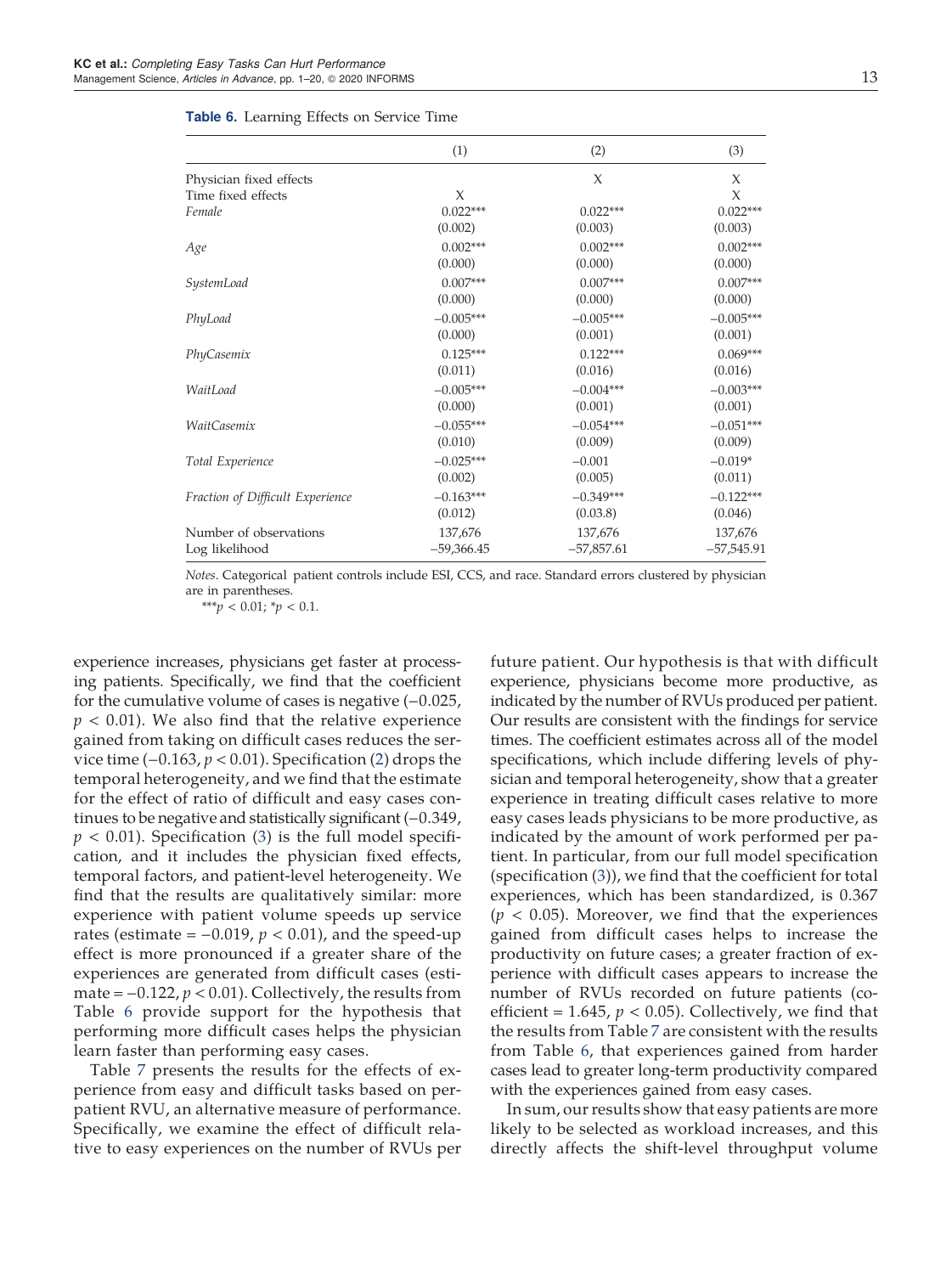**Table 6.** Learning Effects on Service Time

| | (1) | (2) | (3) |
|---|---|---|---|
| Physician fixed effects | | X | X |
| Time fixed effects | X | | X |
| *Female* | 0.022*** | 0.022*** | 0.022*** |
| | (0.002) | (0.003) | (0.003) |
| *Age* | 0.002*** | 0.002*** | 0.002*** |
| | (0.000) | (0.000) | (0.000) |
| *SystemLoad* | 0.007*** | 0.007*** | 0.007*** |
| | (0.000) | (0.000) | (0.000) |
| *PhyLoad* | −0.005*** | −0.005*** | −0.005*** |
| | (0.000) | (0.001) | (0.001) |
| *PhyCasemix* | 0.125*** | 0.122*** | 0.069*** |
| | (0.011) | (0.016) | (0.016) |
| *WaitLoad* | −0.005*** | −0.004*** | −0.003*** |
| | (0.000) | (0.001) | (0.001) |
| *WaitCasemix* | −0.055*** | −0.054*** | −0.051*** |
| | (0.010) | (0.009) | (0.009) |
| *Total Experience* | −0.025*** | −0.001 | −0.019* |
| | (0.002) | (0.005) | (0.011) |
| *Fraction of Difficult Experience* | −0.163*** | −0.349*** | −0.122*** |
| | (0.012) | (0.03.8) | (0.046) |
| Number of observations | 137,676 | 137,676 | 137,676 |
| Log likelihood | −59,366.45 | −57,857.61 | −57,545.91 |

*Notes*. Categorical patient controls include ESI, CCS, and race. Standard errors clustered by physician are in parentheses.

***$p < 0.01$; *$p < 0.1$.

experience increases, physicians get faster at processing patients. Specifically, we find that the coefficient for the cumulative volume of cases is negative (−0.025, $p < 0.01$). We also find that the relative experience gained from taking on difficult cases reduces the service time (−0.163, $p < 0.01$). Specification (2) drops the temporal heterogeneity, and we find that the estimate for the effect of ratio of difficult and easy cases continues to be negative and statistically significant (−0.349, $p < 0.01$). Specification (3) is the full model specification, and it includes the physician fixed effects, temporal factors, and patient-level heterogeneity. We find that the results are qualitatively similar: more experience with patient volume speeds up service rates (estimate = −0.019, $p < 0.01$), and the speed-up effect is more pronounced if a greater share of the experiences are generated from difficult cases (estimate = −0.122, $p < 0.01$). Collectively, the results from Table 6 provide support for the hypothesis that performing more difficult cases helps the physician learn faster than performing easy cases.

Table 7 presents the results for the effects of experience from easy and difficult tasks based on per-patient RVU, an alternative measure of performance. Specifically, we examine the effect of difficult relative to easy experiences on the number of RVUs per future patient. Our hypothesis is that with difficult experience, physicians become more productive, as indicated by the number of RVUs produced per patient. Our results are consistent with the findings for service times. The coefficient estimates across all of the model specifications, which include differing levels of physician and temporal heterogeneity, show that a greater experience in treating difficult cases relative to more easy cases leads physicians to be more productive, as indicated by the amount of work performed per patient. In particular, from our full model specification (specification (3)), we find that the coefficient for total experiences, which has been standardized, is 0.367 ($p < 0.05$). Moreover, we find that the experiences gained from difficult cases helps to increase the productivity on future cases; a greater fraction of experience with difficult cases appears to increase the number of RVUs recorded on future patients (coefficient = 1.645, $p < 0.05$). Collectively, we find that the results from Table 7 are consistent with the results from Table 6, that experiences gained from harder cases lead to greater long-term productivity compared with the experiences gained from easy cases.

In sum, our results show that easy patients are more likely to be selected as workload increases, and this directly affects the shift-level throughput volume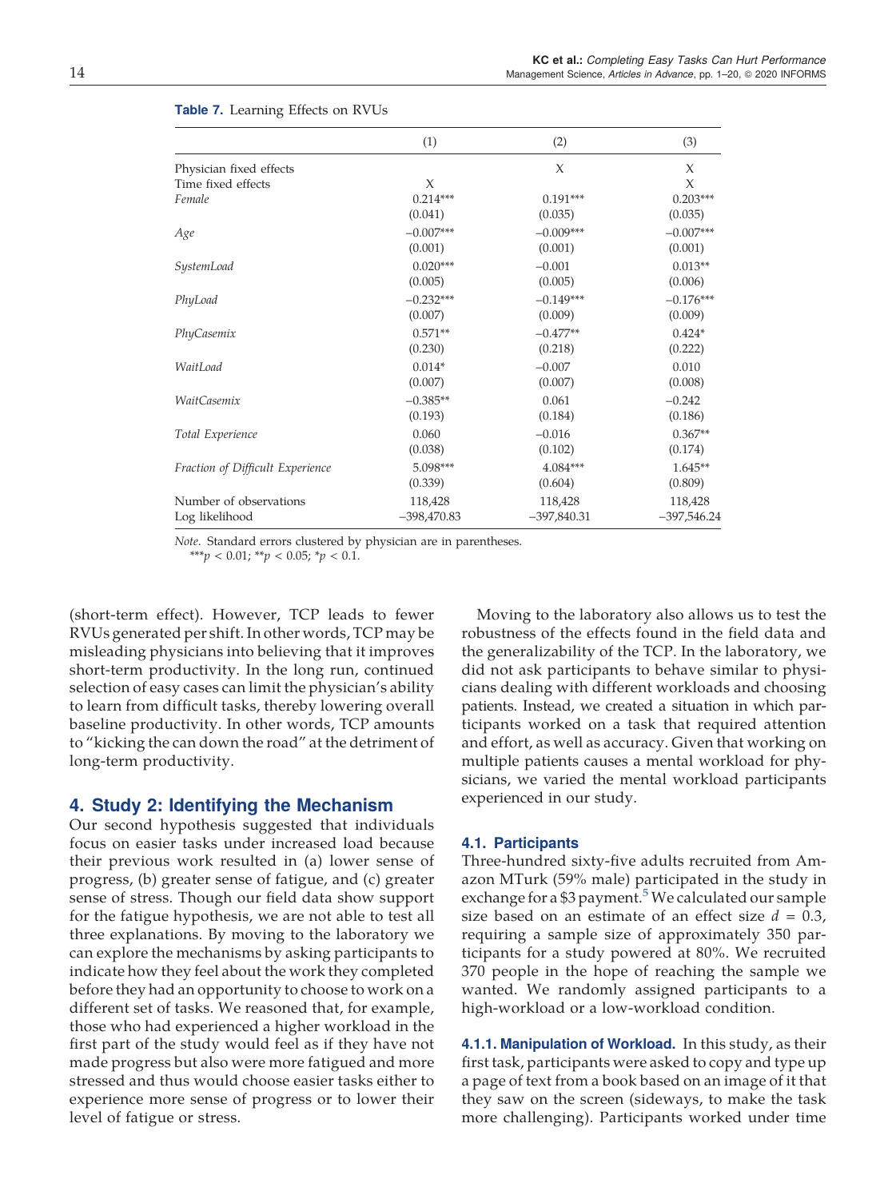**Table 7.** Learning Effects on RVUs

| | (1) | (2) | (3) |
|---|---|---|---|
| Physician fixed effects | | X | X |
| Time fixed effects | X | | X |
| *Female* | 0.214*** | 0.191*** | 0.203*** |
| | (0.041) | (0.035) | (0.035) |
| *Age* | −0.007*** | −0.009*** | −0.007*** |
| | (0.001) | (0.001) | (0.001) |
| *SystemLoad* | 0.020*** | −0.001 | 0.013** |
| | (0.005) | (0.005) | (0.006) |
| *PhyLoad* | −0.232*** | −0.149*** | −0.176*** |
| | (0.007) | (0.009) | (0.009) |
| *PhyCasemix* | 0.571** | −0.477** | 0.424* |
| | (0.230) | (0.218) | (0.222) |
| *WaitLoad* | 0.014* | −0.007 | 0.010 |
| | (0.007) | (0.007) | (0.008) |
| *WaitCasemix* | −0.385** | 0.061 | −0.242 |
| | (0.193) | (0.184) | (0.186) |
| *Total Experience* | 0.060 | −0.016 | 0.367** |
| | (0.038) | (0.102) | (0.174) |
| *Fraction of Difficult Experience* | 5.098*** | 4.084*** | 1.645** |
| | (0.339) | (0.604) | (0.809) |
| Number of observations | 118,428 | 118,428 | 118,428 |
| Log likelihood | −398,470.83 | −397,840.31 | −397,546.24 |

*Note.* Standard errors clustered by physician are in parentheses.
***$p < 0.01$; **$p < 0.05$; *$p < 0.1$.

(short-term effect). However, TCP leads to fewer RVUs generated per shift. In other words, TCP may be misleading physicians into believing that it improves short-term productivity. In the long run, continued selection of easy cases can limit the physician's ability to learn from difficult tasks, thereby lowering overall baseline productivity. In other words, TCP amounts to "kicking the can down the road" at the detriment of long-term productivity.

## 4. Study 2: Identifying the Mechanism

Our second hypothesis suggested that individuals focus on easier tasks under increased load because their previous work resulted in (a) lower sense of progress, (b) greater sense of fatigue, and (c) greater sense of stress. Though our field data show support for the fatigue hypothesis, we are not able to test all three explanations. By moving to the laboratory we can explore the mechanisms by asking participants to indicate how they feel about the work they completed before they had an opportunity to choose to work on a different set of tasks. We reasoned that, for example, those who had experienced a higher workload in the first part of the study would feel as if they have not made progress but also were more fatigued and more stressed and thus would choose easier tasks either to experience more sense of progress or to lower their level of fatigue or stress.

Moving to the laboratory also allows us to test the robustness of the effects found in the field data and the generalizability of the TCP. In the laboratory, we did not ask participants to behave similar to physicians dealing with different workloads and choosing patients. Instead, we created a situation in which participants worked on a task that required attention and effort, as well as accuracy. Given that working on multiple patients causes a mental workload for physicians, we varied the mental workload participants experienced in our study.

### 4.1. Participants

Three-hundred sixty-five adults recruited from Amazon MTurk (59% male) participated in the study in exchange for a \$3 payment.[5] We calculated our sample size based on an estimate of an effect size $d = 0.3$, requiring a sample size of approximately 350 participants for a study powered at 80%. We recruited 370 people in the hope of reaching the sample we wanted. We randomly assigned participants to a high-workload or a low-workload condition.

**4.1.1. Manipulation of Workload.** In this study, as their first task, participants were asked to copy and type up a page of text from a book based on an image of it that they saw on the screen (sideways, to make the task more challenging). Participants worked under time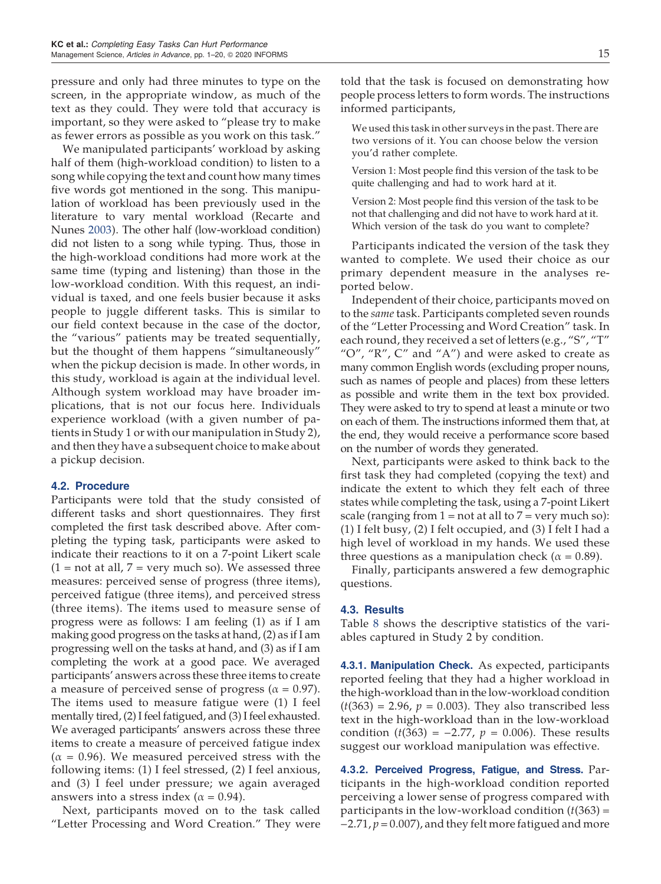pressure and only had three minutes to type on the screen, in the appropriate window, as much of the text as they could. They were told that accuracy is important, so they were asked to "please try to make as fewer errors as possible as you work on this task."

We manipulated participants' workload by asking half of them (high-workload condition) to listen to a song while copying the text and count how many times five words got mentioned in the song. This manipulation of workload has been previously used in the literature to vary mental workload (Recarte and Nunes 2003). The other half (low-workload condition) did not listen to a song while typing. Thus, those in the high-workload conditions had more work at the same time (typing and listening) than those in the low-workload condition. With this request, an individual is taxed, and one feels busier because it asks people to juggle different tasks. This is similar to our field context because in the case of the doctor, the "various" patients may be treated sequentially, but the thought of them happens "simultaneously" when the pickup decision is made. In other words, in this study, workload is again at the individual level. Although system workload may have broader implications, that is not our focus here. Individuals experience workload (with a given number of patients in Study 1 or with our manipulation in Study 2), and then they have a subsequent choice to make about a pickup decision.

### 4.2. Procedure

Participants were told that the study consisted of different tasks and short questionnaires. They first completed the first task described above. After completing the typing task, participants were asked to indicate their reactions to it on a 7-point Likert scale (1 = not at all, 7 = very much so). We assessed three measures: perceived sense of progress (three items), perceived fatigue (three items), and perceived stress (three items). The items used to measure sense of progress were as follows: I am feeling (1) as if I am making good progress on the tasks at hand, (2) as if I am progressing well on the tasks at hand, and (3) as if I am completing the work at a good pace. We averaged participants' answers across these three items to create a measure of perceived sense of progress ($\alpha = 0.97$). The items used to measure fatigue were (1) I feel mentally tired, (2) I feel fatigued, and (3) I feel exhausted. We averaged participants' answers across these three items to create a measure of perceived fatigue index ($\alpha = 0.96$). We measured perceived stress with the following items: (1) I feel stressed, (2) I feel anxious, and (3) I feel under pressure; we again averaged answers into a stress index ($\alpha = 0.94$).

Next, participants moved on to the task called "Letter Processing and Word Creation." They were told that the task is focused on demonstrating how people process letters to form words. The instructions informed participants,

> We used this task in other surveys in the past. There are two versions of it. You can choose below the version you'd rather complete.
>
> Version 1: Most people find this version of the task to be quite challenging and had to work hard at it.
>
> Version 2: Most people find this version of the task to be not that challenging and did not have to work hard at it. Which version of the task do you want to complete?

Participants indicated the version of the task they wanted to complete. We used their choice as our primary dependent measure in the analyses reported below.

Independent of their choice, participants moved on to the *same* task. Participants completed seven rounds of the "Letter Processing and Word Creation" task. In each round, they received a set of letters (e.g., "S", "T" "O", "R", C" and "A") and were asked to create as many common English words (excluding proper nouns, such as names of people and places) from these letters as possible and write them in the text box provided. They were asked to try to spend at least a minute or two on each of them. The instructions informed them that, at the end, they would receive a performance score based on the number of words they generated.

Next, participants were asked to think back to the first task they had completed (copying the text) and indicate the extent to which they felt each of three states while completing the task, using a 7-point Likert scale (ranging from 1 = not at all to 7 = very much so): (1) I felt busy, (2) I felt occupied, and (3) I felt I had a high level of workload in my hands. We used these three questions as a manipulation check ($\alpha = 0.89$).

Finally, participants answered a few demographic questions.

### 4.3. Results

Table 8 shows the descriptive statistics of the variables captured in Study 2 by condition.

**4.3.1. Manipulation Check.** As expected, participants reported feeling that they had a higher workload in the high-workload than in the low-workload condition ($t(363) = 2.96$, $p = 0.003$). They also transcribed less text in the high-workload than in the low-workload condition ($t(363) = -2.77$, $p = 0.006$). These results suggest our workload manipulation was effective.

**4.3.2. Perceived Progress, Fatigue, and Stress.** Participants in the high-workload condition reported perceiving a lower sense of progress compared with participants in the low-workload condition ($t(363) = -2.71$, $p = 0.007$), and they felt more fatigued and more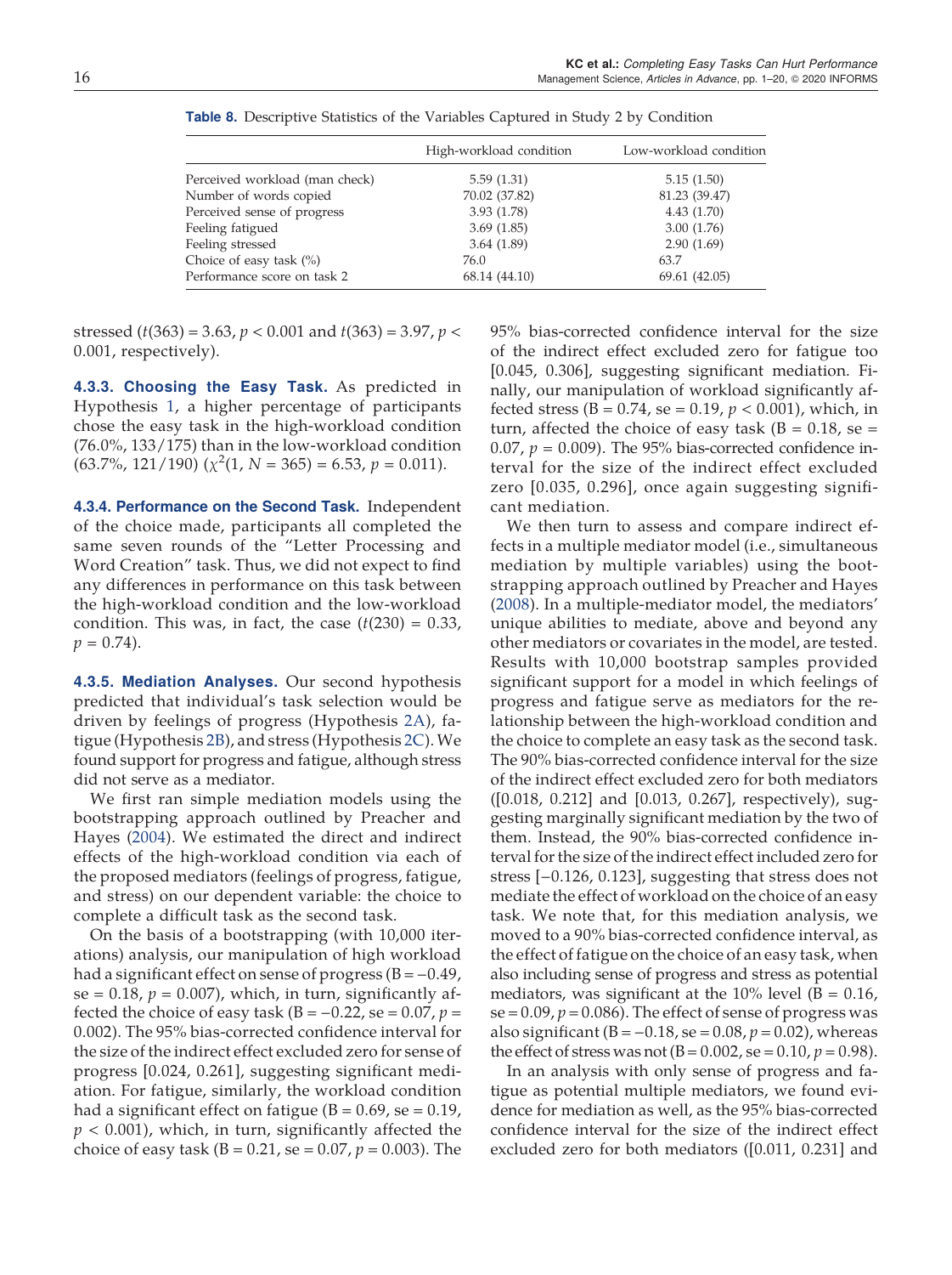**Table 8.** Descriptive Statistics of the Variables Captured in Study 2 by Condition

| | High-workload condition | Low-workload condition |
|---|---|---|
| Perceived workload (man check) | 5.59 (1.31) | 5.15 (1.50) |
| Number of words copied | 70.02 (37.82) | 81.23 (39.47) |
| Perceived sense of progress | 3.93 (1.78) | 4.43 (1.70) |
| Feeling fatigued | 3.69 (1.85) | 3.00 (1.76) |
| Feeling stressed | 3.64 (1.89) | 2.90 (1.69) |
| Choice of easy task (%) | 76.0 | 63.7 |
| Performance score on task 2 | 68.14 (44.10) | 69.61 (42.05) |

stressed ($t(363) = 3.63$, $p < 0.001$ and $t(363) = 3.97$, $p < 0.001$, respectively).

**4.3.3. Choosing the Easy Task.** As predicted in Hypothesis 1, a higher percentage of participants chose the easy task in the high-workload condition (76.0%, 133/175) than in the low-workload condition (63.7%, 121/190) ($\chi^2(1, N = 365) = 6.53$, $p = 0.011$).

**4.3.4. Performance on the Second Task.** Independent of the choice made, participants all completed the same seven rounds of the "Letter Processing and Word Creation" task. Thus, we did not expect to find any differences in performance on this task between the high-workload condition and the low-workload condition. This was, in fact, the case ($t(230) = 0.33$, $p = 0.74$).

**4.3.5. Mediation Analyses.** Our second hypothesis predicted that individual's task selection would be driven by feelings of progress (Hypothesis 2A), fatigue (Hypothesis 2B), and stress (Hypothesis 2C). We found support for progress and fatigue, although stress did not serve as a mediator.

We first ran simple mediation models using the bootstrapping approach outlined by Preacher and Hayes (2004). We estimated the direct and indirect effects of the high-workload condition via each of the proposed mediators (feelings of progress, fatigue, and stress) on our dependent variable: the choice to complete a difficult task as the second task.

On the basis of a bootstrapping (with 10,000 iterations) analysis, our manipulation of high workload had a significant effect on sense of progress ($B = -0.49$, $se = 0.18$, $p = 0.007$), which, in turn, significantly affected the choice of easy task ($B = -0.22$, $se = 0.07$, $p = 0.002$). The 95% bias-corrected confidence interval for the size of the indirect effect excluded zero for sense of progress [0.024, 0.261], suggesting significant mediation. For fatigue, similarly, the workload condition had a significant effect on fatigue ($B = 0.69$, $se = 0.19$, $p < 0.001$), which, in turn, significantly affected the choice of easy task ($B = 0.21$, $se = 0.07$, $p = 0.003$). The 95% bias-corrected confidence interval for the size of the indirect effect excluded zero for fatigue too [0.045, 0.306], suggesting significant mediation. Finally, our manipulation of workload significantly affected stress ($B = 0.74$, $se = 0.19$, $p < 0.001$), which, in turn, affected the choice of easy task ($B = 0.18$, $se = 0.07$, $p = 0.009$). The 95% bias-corrected confidence interval for the size of the indirect effect excluded zero [0.035, 0.296], once again suggesting significant mediation.

We then turn to assess and compare indirect effects in a multiple mediator model (i.e., simultaneous mediation by multiple variables) using the bootstrapping approach outlined by Preacher and Hayes (2008). In a multiple-mediator model, the mediators' unique abilities to mediate, above and beyond any other mediators or covariates in the model, are tested. Results with 10,000 bootstrap samples provided significant support for a model in which feelings of progress and fatigue serve as mediators for the relationship between the high-workload condition and the choice to complete an easy task as the second task. The 90% bias-corrected confidence interval for the size of the indirect effect excluded zero for both mediators ([0.018, 0.212] and [0.013, 0.267], respectively), suggesting marginally significant mediation by the two of them. Instead, the 90% bias-corrected confidence interval for the size of the indirect effect included zero for stress [−0.126, 0.123], suggesting that stress does not mediate the effect of workload on the choice of an easy task. We note that, for this mediation analysis, we moved to a 90% bias-corrected confidence interval, as the effect of fatigue on the choice of an easy task, when also including sense of progress and stress as potential mediators, was significant at the 10% level ($B = 0.16$, $se = 0.09$, $p = 0.086$). The effect of sense of progress was also significant ($B = -0.18$, $se = 0.08$, $p = 0.02$), whereas the effect of stress was not ($B = 0.002$, $se = 0.10$, $p = 0.98$).

In an analysis with only sense of progress and fatigue as potential multiple mediators, we found evidence for mediation as well, as the 95% bias-corrected confidence interval for the size of the indirect effect excluded zero for both mediators ([0.011, 0.231] and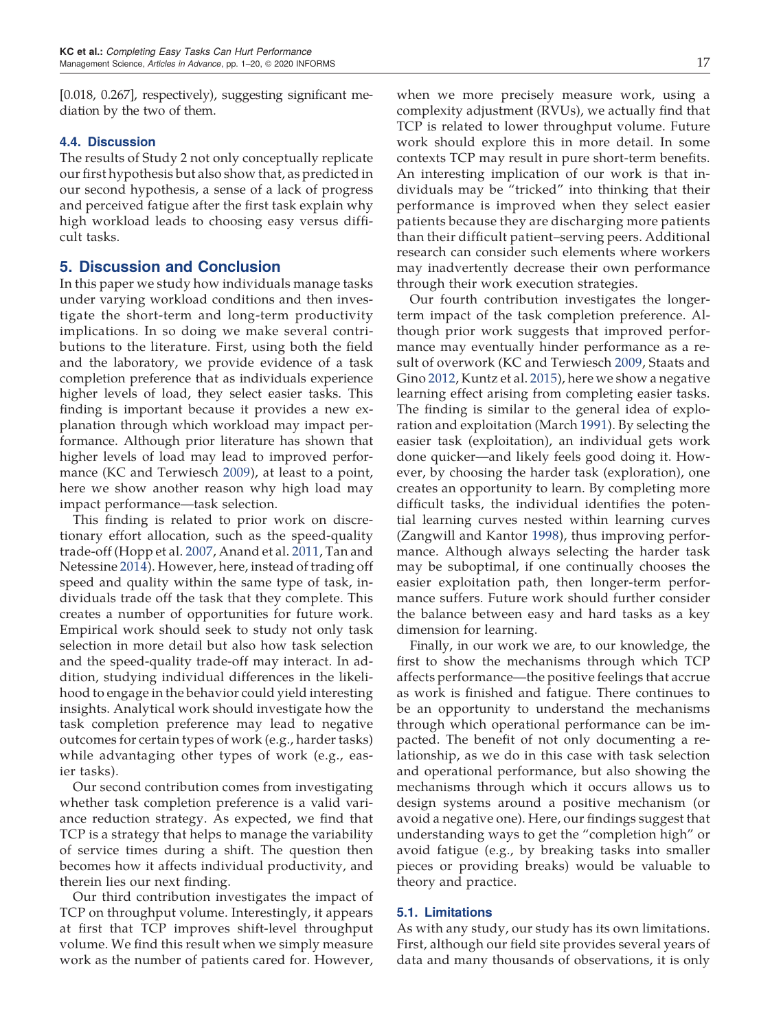[0.018, 0.267], respectively), suggesting significant mediation by the two of them.

### 4.4. Discussion

The results of Study 2 not only conceptually replicate our first hypothesis but also show that, as predicted in our second hypothesis, a sense of a lack of progress and perceived fatigue after the first task explain why high workload leads to choosing easy versus difficult tasks.

## 5. Discussion and Conclusion

In this paper we study how individuals manage tasks under varying workload conditions and then investigate the short-term and long-term productivity implications. In so doing we make several contributions to the literature. First, using both the field and the laboratory, we provide evidence of a task completion preference that as individuals experience higher levels of load, they select easier tasks. This finding is important because it provides a new explanation through which workload may impact performance. Although prior literature has shown that higher levels of load may lead to improved performance (KC and Terwiesch 2009), at least to a point, here we show another reason why high load may impact performance—task selection.

This finding is related to prior work on discretionary effort allocation, such as the speed-quality trade-off (Hopp et al. 2007, Anand et al. 2011, Tan and Netessine 2014). However, here, instead of trading off speed and quality within the same type of task, individuals trade off the task that they complete. This creates a number of opportunities for future work. Empirical work should seek to study not only task selection in more detail but also how task selection and the speed-quality trade-off may interact. In addition, studying individual differences in the likelihood to engage in the behavior could yield interesting insights. Analytical work should investigate how the task completion preference may lead to negative outcomes for certain types of work (e.g., harder tasks) while advantaging other types of work (e.g., easier tasks).

Our second contribution comes from investigating whether task completion preference is a valid variance reduction strategy. As expected, we find that TCP is a strategy that helps to manage the variability of service times during a shift. The question then becomes how it affects individual productivity, and therein lies our next finding.

Our third contribution investigates the impact of TCP on throughput volume. Interestingly, it appears at first that TCP improves shift-level throughput volume. We find this result when we simply measure work as the number of patients cared for. However, when we more precisely measure work, using a complexity adjustment (RVUs), we actually find that TCP is related to lower throughput volume. Future work should explore this in more detail. In some contexts TCP may result in pure short-term benefits. An interesting implication of our work is that individuals may be "tricked" into thinking that their performance is improved when they select easier patients because they are discharging more patients than their difficult patient–serving peers. Additional research can consider such elements where workers may inadvertently decrease their own performance through their work execution strategies.

Our fourth contribution investigates the longer-term impact of the task completion preference. Although prior work suggests that improved performance may eventually hinder performance as a result of overwork (KC and Terwiesch 2009, Staats and Gino 2012, Kuntz et al. 2015), here we show a negative learning effect arising from completing easier tasks. The finding is similar to the general idea of exploration and exploitation (March 1991). By selecting the easier task (exploitation), an individual gets work done quicker—and likely feels good doing it. However, by choosing the harder task (exploration), one creates an opportunity to learn. By completing more difficult tasks, the individual identifies the potential learning curves nested within learning curves (Zangwill and Kantor 1998), thus improving performance. Although always selecting the harder task may be suboptimal, if one continually chooses the easier exploitation path, then longer-term performance suffers. Future work should further consider the balance between easy and hard tasks as a key dimension for learning.

Finally, in our work we are, to our knowledge, the first to show the mechanisms through which TCP affects performance—the positive feelings that accrue as work is finished and fatigue. There continues to be an opportunity to understand the mechanisms through which operational performance can be impacted. The benefit of not only documenting a relationship, as we do in this case with task selection and operational performance, but also showing the mechanisms through which it occurs allows us to design systems around a positive mechanism (or avoid a negative one). Here, our findings suggest that understanding ways to get the "completion high" or avoid fatigue (e.g., by breaking tasks into smaller pieces or providing breaks) would be valuable to theory and practice.

### 5.1. Limitations

As with any study, our study has its own limitations. First, although our field site provides several years of data and many thousands of observations, it is only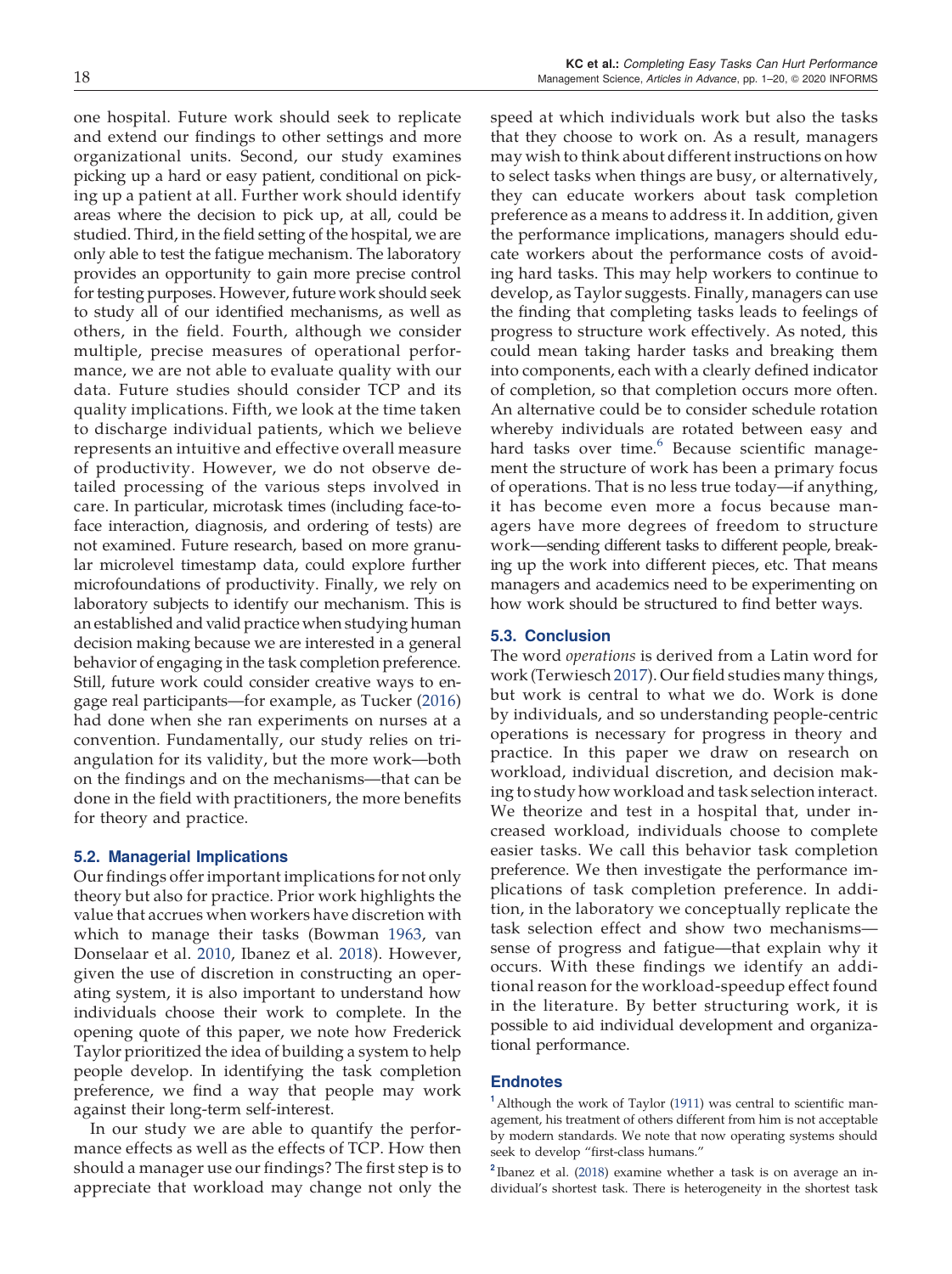one hospital. Future work should seek to replicate and extend our findings to other settings and more organizational units. Second, our study examines picking up a hard or easy patient, conditional on picking up a patient at all. Further work should identify areas where the decision to pick up, at all, could be studied. Third, in the field setting of the hospital, we are only able to test the fatigue mechanism. The laboratory provides an opportunity to gain more precise control for testing purposes. However, future work should seek to study all of our identified mechanisms, as well as others, in the field. Fourth, although we consider multiple, precise measures of operational performance, we are not able to evaluate quality with our data. Future studies should consider TCP and its quality implications. Fifth, we look at the time taken to discharge individual patients, which we believe represents an intuitive and effective overall measure of productivity. However, we do not observe detailed processing of the various steps involved in care. In particular, microtask times (including face-to-face interaction, diagnosis, and ordering of tests) are not examined. Future research, based on more granular microlevel timestamp data, could explore further microfoundations of productivity. Finally, we rely on laboratory subjects to identify our mechanism. This is an established and valid practice when studying human decision making because we are interested in a general behavior of engaging in the task completion preference. Still, future work could consider creative ways to engage real participants—for example, as Tucker (2016) had done when she ran experiments on nurses at a convention. Fundamentally, our study relies on triangulation for its validity, but the more work—both on the findings and on the mechanisms—that can be done in the field with practitioners, the more benefits for theory and practice.

### 5.2. Managerial Implications

Our findings offer important implications for not only theory but also for practice. Prior work highlights the value that accrues when workers have discretion with which to manage their tasks (Bowman 1963, van Donselaar et al. 2010, Ibanez et al. 2018). However, given the use of discretion in constructing an operating system, it is also important to understand how individuals choose their work to complete. In the opening quote of this paper, we note how Frederick Taylor prioritized the idea of building a system to help people develop. In identifying the task completion preference, we find a way that people may work against their long-term self-interest.

In our study we are able to quantify the performance effects as well as the effects of TCP. How then should a manager use our findings? The first step is to appreciate that workload may change not only the speed at which individuals work but also the tasks that they choose to work on. As a result, managers may wish to think about different instructions on how to select tasks when things are busy, or alternatively, they can educate workers about task completion preference as a means to address it. In addition, given the performance implications, managers should educate workers about the performance costs of avoiding hard tasks. This may help workers to continue to develop, as Taylor suggests. Finally, managers can use the finding that completing tasks leads to feelings of progress to structure work effectively. As noted, this could mean taking harder tasks and breaking them into components, each with a clearly defined indicator of completion, so that completion occurs more often. An alternative could be to consider schedule rotation whereby individuals are rotated between easy and hard tasks over time.[6] Because scientific management the structure of work has been a primary focus of operations. That is no less true today—if anything, it has become even more a focus because managers have more degrees of freedom to structure work—sending different tasks to different people, breaking up the work into different pieces, etc. That means managers and academics need to be experimenting on how work should be structured to find better ways.

### 5.3. Conclusion

The word *operations* is derived from a Latin word for work (Terwiesch 2017). Our field studies many things, but work is central to what we do. Work is done by individuals, and so understanding people-centric operations is necessary for progress in theory and practice. In this paper we draw on research on workload, individual discretion, and decision making to study how workload and task selection interact. We theorize and test in a hospital that, under increased workload, individuals choose to complete easier tasks. We call this behavior task completion preference. We then investigate the performance implications of task completion preference. In addition, in the laboratory we conceptually replicate the task selection effect and show two mechanisms—sense of progress and fatigue—that explain why it occurs. With these findings we identify an additional reason for the workload-speedup effect found in the literature. By better structuring work, it is possible to aid individual development and organizational performance.

## Endnotes

[1] Although the work of Taylor (1911) was central to scientific management, his treatment of others different from him is not acceptable by modern standards. We note that now operating systems should seek to develop "first-class humans."

[2] Ibanez et al. (2018) examine whether a task is on average an individual's shortest task. There is heterogeneity in the shortest task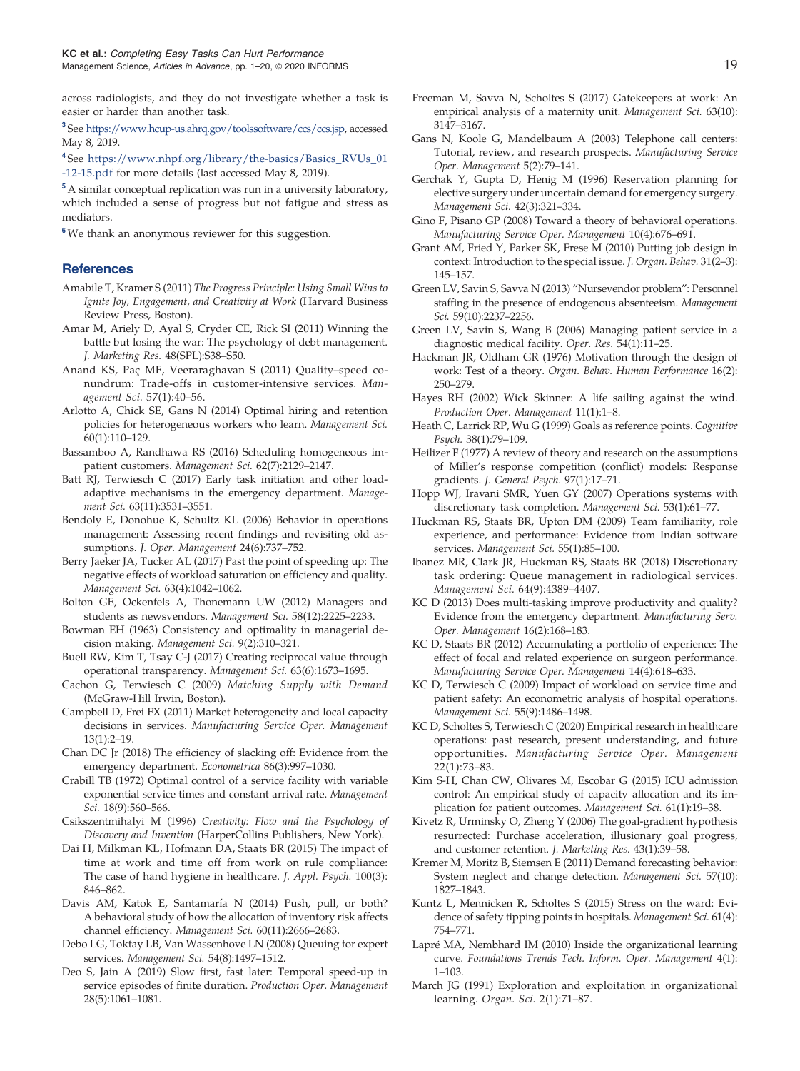across radiologists, and they do not investigate whether a task is easier or harder than another task.

[3] See https://www.hcup-us.ahrq.gov/toolssoftware/ccs/ccs.jsp, accessed May 8, 2019.

[4] See https://www.nhpf.org/library/the-basics/Basics_RVUs_01-12-15.pdf for more details (last accessed May 8, 2019).

[5] A similar conceptual replication was run in a university laboratory, which included a sense of progress but not fatigue and stress as mediators.

[6] We thank an anonymous reviewer for this suggestion.

## References

Amabile T, Kramer S (2011) *The Progress Principle: Using Small Wins to Ignite Joy, Engagement, and Creativity at Work* (Harvard Business Review Press, Boston).

Amar M, Ariely D, Ayal S, Cryder CE, Rick SI (2011) Winning the battle but losing the war: The psychology of debt management. *J. Marketing Res.* 48(SPL):S38–S50.

Anand KS, Paç MF, Veeraraghavan S (2011) Quality–speed conundrum: Trade-offs in customer-intensive services. *Management Sci.* 57(1):40–56.

Arlotto A, Chick SE, Gans N (2014) Optimal hiring and retention policies for heterogeneous workers who learn. *Management Sci.* 60(1):110–129.

Bassamboo A, Randhawa RS (2016) Scheduling homogeneous impatient customers. *Management Sci.* 62(7):2129–2147.

Batt RJ, Terwiesch C (2017) Early task initiation and other load-adaptive mechanisms in the emergency department. *Management Sci.* 63(11):3531–3551.

Bendoly E, Donohue K, Schultz KL (2006) Behavior in operations management: Assessing recent findings and revisiting old assumptions. *J. Oper. Management* 24(6):737–752.

Berry Jaeker JA, Tucker AL (2017) Past the point of speeding up: The negative effects of workload saturation on efficiency and quality. *Management Sci.* 63(4):1042–1062.

Bolton GE, Ockenfels A, Thonemann UW (2012) Managers and students as newsvendors. *Management Sci.* 58(12):2225–2233.

Bowman EH (1963) Consistency and optimality in managerial decision making. *Management Sci.* 9(2):310–321.

Buell RW, Kim T, Tsay C-J (2017) Creating reciprocal value through operational transparency. *Management Sci.* 63(6):1673–1695.

Cachon G, Terwiesch C (2009) *Matching Supply with Demand* (McGraw-Hill Irwin, Boston).

Campbell D, Frei FX (2011) Market heterogeneity and local capacity decisions in services. *Manufacturing Service Oper. Management* 13(1):2–19.

Chan DC Jr (2018) The efficiency of slacking off: Evidence from the emergency department. *Econometrica* 86(3):997–1030.

Crabill TB (1972) Optimal control of a service facility with variable exponential service times and constant arrival rate. *Management Sci.* 18(9):560–566.

Csikszentmihalyi M (1996) *Creativity: Flow and the Psychology of Discovery and Invention* (HarperCollins Publishers, New York).

Dai H, Milkman KL, Hofmann DA, Staats BR (2015) The impact of time at work and time off from work on rule compliance: The case of hand hygiene in healthcare. *J. Appl. Psych.* 100(3):846–862.

Davis AM, Katok E, Santamaría N (2014) Push, pull, or both? A behavioral study of how the allocation of inventory risk affects channel efficiency. *Management Sci.* 60(11):2666–2683.

Debo LG, Toktay LB, Van Wassenhove LN (2008) Queuing for expert services. *Management Sci.* 54(8):1497–1512.

Deo S, Jain A (2019) Slow first, fast later: Temporal speed-up in service episodes of finite duration. *Production Oper. Management* 28(5):1061–1081.

Freeman M, Savva N, Scholtes S (2017) Gatekeepers at work: An empirical analysis of a maternity unit. *Management Sci.* 63(10):3147–3167.

Gans N, Koole G, Mandelbaum A (2003) Telephone call centers: Tutorial, review, and research prospects. *Manufacturing Service Oper. Management* 5(2):79–141.

Gerchak Y, Gupta D, Henig M (1996) Reservation planning for elective surgery under uncertain demand for emergency surgery. *Management Sci.* 42(3):321–334.

Gino F, Pisano GP (2008) Toward a theory of behavioral operations. *Manufacturing Service Oper. Management* 10(4):676–691.

Grant AM, Fried Y, Parker SK, Frese M (2010) Putting job design in context: Introduction to the special issue. *J. Organ. Behav.* 31(2–3):145–157.

Green LV, Savin S, Savva N (2013) "Nursevendor problem": Personnel staffing in the presence of endogenous absenteeism. *Management Sci.* 59(10):2237–2256.

Green LV, Savin S, Wang B (2006) Managing patient service in a diagnostic medical facility. *Oper. Res.* 54(1):11–25.

Hackman JR, Oldham GR (1976) Motivation through the design of work: Test of a theory. *Organ. Behav. Human Performance* 16(2):250–279.

Hayes RH (2002) Wick Skinner: A life sailing against the wind. *Production Oper. Management* 11(1):1–8.

Heath C, Larrick RP, Wu G (1999) Goals as reference points. *Cognitive Psych.* 38(1):79–109.

Heilizer F (1977) A review of theory and research on the assumptions of Miller's response competition (conflict) models: Response gradients. *J. General Psych.* 97(1):17–71.

Hopp WJ, Iravani SMR, Yuen GY (2007) Operations systems with discretionary task completion. *Management Sci.* 53(1):61–77.

Huckman RS, Staats BR, Upton DM (2009) Team familiarity, role experience, and performance: Evidence from Indian software services. *Management Sci.* 55(1):85–100.

Ibanez MR, Clark JR, Huckman RS, Staats BR (2018) Discretionary task ordering: Queue management in radiological services. *Management Sci.* 64(9):4389–4407.

KC D (2013) Does multi-tasking improve productivity and quality? Evidence from the emergency department. *Manufacturing Serv. Oper. Management* 16(2):168–183.

KC D, Staats BR (2012) Accumulating a portfolio of experience: The effect of focal and related experience on surgeon performance. *Manufacturing Service Oper. Management* 14(4):618–633.

KC D, Terwiesch C (2009) Impact of workload on service time and patient safety: An econometric analysis of hospital operations. *Management Sci.* 55(9):1486–1498.

KC D, Scholtes S, Terwiesch C (2020) Empirical research in healthcare operations: past research, present understanding, and future opportunities. *Manufacturing Service Oper. Management* 22(1):73–83.

Kim S-H, Chan CW, Olivares M, Escobar G (2015) ICU admission control: An empirical study of capacity allocation and its implication for patient outcomes. *Management Sci.* 61(1):19–38.

Kivetz R, Urminsky O, Zheng Y (2006) The goal-gradient hypothesis resurrected: Purchase acceleration, illusionary goal progress, and customer retention. *J. Marketing Res.* 43(1):39–58.

Kremer M, Moritz B, Siemsen E (2011) Demand forecasting behavior: System neglect and change detection. *Management Sci.* 57(10):1827–1843.

Kuntz L, Mennicken R, Scholtes S (2015) Stress on the ward: Evidence of safety tipping points in hospitals. *Management Sci.* 61(4):754–771.

Lapré MA, Nembhard IM (2010) Inside the organizational learning curve. *Foundations Trends Tech. Inform. Oper. Management* 4(1):1–103.

March JG (1991) Exploration and exploitation in organizational learning. *Organ. Sci.* 2(1):71–87.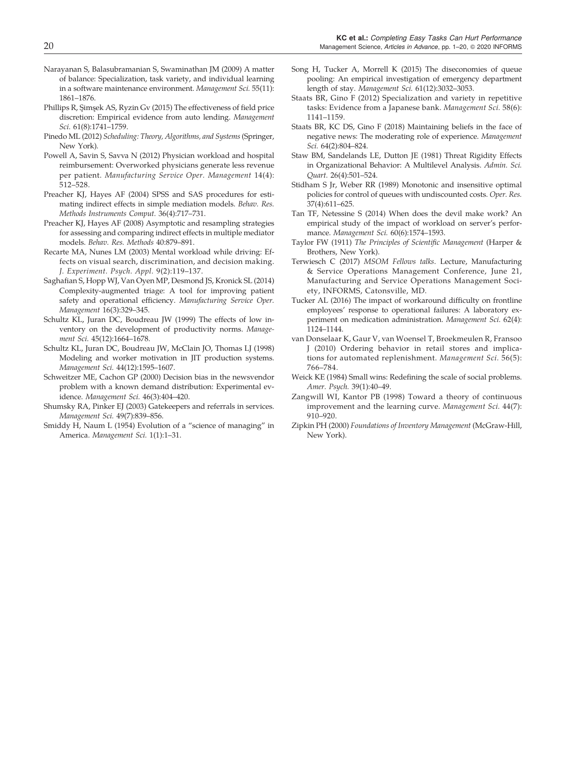Narayanan S, Balasubramanian S, Swaminathan JM (2009) A matter of balance: Specialization, task variety, and individual learning in a software maintenance environment. *Management Sci.* 55(11): 1861–1876.

Phillips R, Şimşek AS, Ryzin Gv (2015) The effectiveness of field price discretion: Empirical evidence from auto lending. *Management Sci.* 61(8):1741–1759.

Pinedo ML (2012) *Scheduling: Theory, Algorithms, and Systems* (Springer, New York).

Powell A, Savin S, Savva N (2012) Physician workload and hospital reimbursement: Overworked physicians generate less revenue per patient. *Manufacturing Service Oper. Management* 14(4): 512–528.

Preacher KJ, Hayes AF (2004) SPSS and SAS procedures for estimating indirect effects in simple mediation models. *Behav. Res. Methods Instruments Comput.* 36(4):717–731.

Preacher KJ, Hayes AF (2008) Asymptotic and resampling strategies for assessing and comparing indirect effects in multiple mediator models. *Behav. Res. Methods* 40:879–891.

Recarte MA, Nunes LM (2003) Mental workload while driving: Effects on visual search, discrimination, and decision making. *J. Experiment. Psych. Appl.* 9(2):119–137.

Saghafian S, Hopp WJ, Van Oyen MP, Desmond JS, Kronick SL (2014) Complexity-augmented triage: A tool for improving patient safety and operational efficiency. *Manufacturing Service Oper. Management* 16(3):329–345.

Schultz KL, Juran DC, Boudreau JW (1999) The effects of low inventory on the development of productivity norms. *Management Sci.* 45(12):1664–1678.

Schultz KL, Juran DC, Boudreau JW, McClain JO, Thomas LJ (1998) Modeling and worker motivation in JIT production systems. *Management Sci.* 44(12):1595–1607.

Schweitzer ME, Cachon GP (2000) Decision bias in the newsvendor problem with a known demand distribution: Experimental evidence. *Management Sci.* 46(3):404–420.

Shumsky RA, Pinker EJ (2003) Gatekeepers and referrals in services. *Management Sci.* 49(7):839–856.

Smiddy H, Naum L (1954) Evolution of a "science of managing" in America. *Management Sci.* 1(1):1–31.

Song H, Tucker A, Morrell K (2015) The diseconomies of queue pooling: An empirical investigation of emergency department length of stay. *Management Sci.* 61(12):3032–3053.

Staats BR, Gino F (2012) Specialization and variety in repetitive tasks: Evidence from a Japanese bank. *Management Sci.* 58(6): 1141–1159.

Staats BR, KC DS, Gino F (2018) Maintaining beliefs in the face of negative news: The moderating role of experience. *Management Sci.* 64(2):804–824.

Staw BM, Sandelands LE, Dutton JE (1981) Threat Rigidity Effects in Organizational Behavior: A Multilevel Analysis. *Admin. Sci. Quart.* 26(4):501–524.

Stidham S Jr, Weber RR (1989) Monotonic and insensitive optimal policies for control of queues with undiscounted costs. *Oper. Res.* 37(4):611–625.

Tan TF, Netessine S (2014) When does the devil make work? An empirical study of the impact of workload on server's performance. *Management Sci.* 60(6):1574–1593.

Taylor FW (1911) *The Principles of Scientific Management* (Harper & Brothers, New York).

Terwiesch C (2017) *MSOM Fellows talks*. Lecture, Manufacturing & Service Operations Management Conference, June 21, Manufacturing and Service Operations Management Society, INFORMS, Catonsville, MD.

Tucker AL (2016) The impact of workaround difficulty on frontline employees' response to operational failures: A laboratory experiment on medication administration. *Management Sci.* 62(4): 1124–1144.

van Donselaar K, Gaur V, van Woensel T, Broekmeulen R, Fransoo J (2010) Ordering behavior in retail stores and implications for automated replenishment. *Management Sci.* 56(5): 766–784.

Weick KE (1984) Small wins: Redefining the scale of social problems. *Amer. Psych.* 39(1):40–49.

Zangwill WI, Kantor PB (1998) Toward a theory of continuous improvement and the learning curve. *Management Sci.* 44(7): 910–920.

Zipkin PH (2000) *Foundations of Inventory Management* (McGraw-Hill, New York).